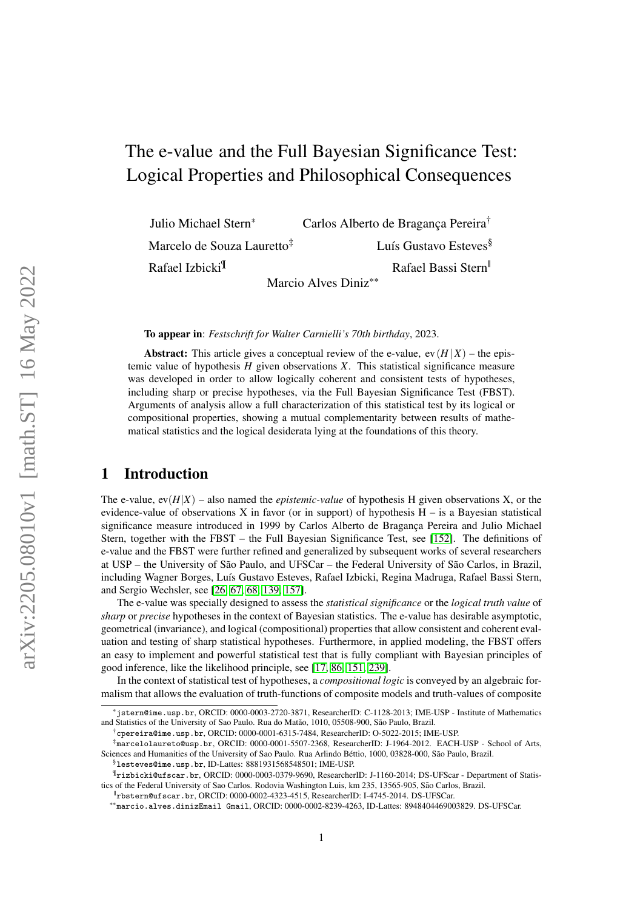# The e-value and the Full Bayesian Significance Test: Logical Properties and Philosophical Consequences

Julio Michael Stern[*] Carlos Alberto de Bragança Pereira[†]

Marcelo de Souza Lauretto[‡] Luís Gustavo Esteves[§]

Rafael Izbicki[¶] Rafael Bassi Stern[‖]

Marcio Alves Diniz[**]

**To appear in**: *Festschrift for Walter Carnielli's 70th birthday*, 2023.

**Abstract:** This article gives a conceptual review of the e-value, $\text{ev}(H|X)$ – the epistemic value of hypothesis $H$ given observations $X$. This statistical significance measure was developed in order to allow logically coherent and consistent tests of hypotheses, including sharp or precise hypotheses, via the Full Bayesian Significance Test (FBST). Arguments of analysis allow a full characterization of this statistical test by its logical or compositional properties, showing a mutual complementarity between results of mathematical statistics and the logical desiderata lying at the foundations of this theory.

## 1 Introduction

The e-value, $\text{ev}(H|X)$ – also named the *epistemic-value* of hypothesis H given observations X, or the evidence-value of observations X in favor (or in support) of hypothesis H – is a Bayesian statistical significance measure introduced in 1999 by Carlos Alberto de Bragança Pereira and Julio Michael Stern, together with the FBST – the Full Bayesian Significance Test, see [152]. The definitions of e-value and the FBST were further refined and generalized by subsequent works of several researchers at USP – the University of São Paulo, and UFSCar – the Federal University of São Carlos, in Brazil, including Wagner Borges, Luís Gustavo Esteves, Rafael Izbicki, Regina Madruga, Rafael Bassi Stern, and Sergio Wechsler, see [26, 67, 68, 139, 157].

The e-value was specially designed to assess the *statistical significance* or the *logical truth value* of *sharp* or *precise* hypotheses in the context of Bayesian statistics. The e-value has desirable asymptotic, geometrical (invariance), and logical (compositional) properties that allow consistent and coherent evaluation and testing of sharp statistical hypotheses. Furthermore, in applied modeling, the FBST offers an easy to implement and powerful statistical test that is fully compliant with Bayesian principles of good inference, like the likelihood principle, see [17, 86, 151, 239].

In the context of statistical test of hypotheses, a *compositional logic* is conveyed by an algebraic formalism that allows the evaluation of truth-functions of composite models and truth-values of composite

---

[*] jstern@ime.usp.br, ORCID: 0000-0003-2720-3871, ResearcherID: C-1128-2013; IME-USP - Institute of Mathematics and Statistics of the University of Sao Paulo. Rua do Matão, 1010, 05508-900, São Paulo, Brazil.

[†] cpereira@ime.usp.br, ORCID: 0000-0001-6315-7484, ResearcherID: O-5022-2015; IME-USP.

[‡] marcelolaureto@usp.br, ORCID: 0000-0001-5507-2368, ResearcherID: J-1964-2012. EACH-USP - School of Arts, Sciences and Humanities of the University of Sao Paulo. Rua Arlindo Béttio, 1000, 03828-000, São Paulo, Brazil.

[§] lesteves@ime.usp.br, ID-Lattes: 8881931568548501; IME-USP.

[¶] rizbicki@ufscar.br, ORCID: 0000-0003-0379-9690, ResearcherID: J-1160-2014; DS-UFSCar - Department of Statistics of the Federal University of Sao Carlos. Rodovia Washington Luis, km 235, 13565-905, São Carlos, Brazil.

[‖] rbstern@ufscar.br, ORCID: 0000-0002-4323-4515, ResearcherID: I-4745-2014. DS-UFSCar.

[**] marcio.alves.dinizEmail Gmail, ORCID: 0000-0002-8239-4263, ID-Lattes: 8948404469003829. DS-UFSCar.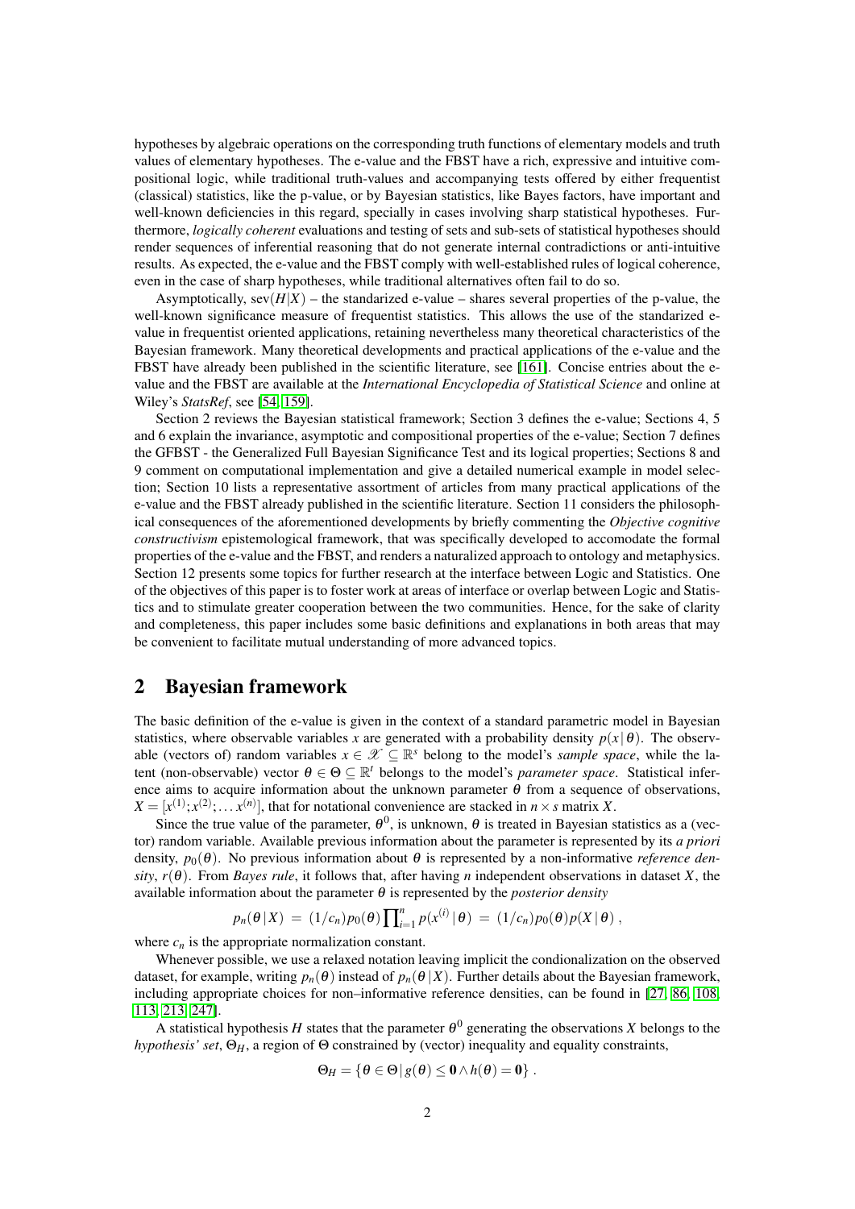hypotheses by algebraic operations on the corresponding truth functions of elementary models and truth values of elementary hypotheses. The e-value and the FBST have a rich, expressive and intuitive compositional logic, while traditional truth-values and accompanying tests offered by either frequentist (classical) statistics, like the p-value, or by Bayesian statistics, like Bayes factors, have important and well-known deficiencies in this regard, specially in cases involving sharp statistical hypotheses. Furthermore, *logically coherent* evaluations and testing of sets and sub-sets of statistical hypotheses should render sequences of inferential reasoning that do not generate internal contradictions or anti-intuitive results. As expected, the e-value and the FBST comply with well-established rules of logical coherence, even in the case of sharp hypotheses, while traditional alternatives often fail to do so.

Asymptotically, $\text{sev}(H|X)$ – the standarized e-value – shares several properties of the p-value, the well-known significance measure of frequentist statistics. This allows the use of the standarized e-value in frequentist oriented applications, retaining nevertheless many theoretical characteristics of the Bayesian framework. Many theoretical developments and practical applications of the e-value and the FBST have already been published in the scientific literature, see [161]. Concise entries about the e-value and the FBST are available at the *International Encyclopedia of Statistical Science* and online at Wiley's *StatsRef*, see [54, 159].

Section 2 reviews the Bayesian statistical framework; Section 3 defines the e-value; Sections 4, 5 and 6 explain the invariance, asymptotic and compositional properties of the e-value; Section 7 defines the GFBST - the Generalized Full Bayesian Significance Test and its logical properties; Sections 8 and 9 comment on computational implementation and give a detailed numerical example in model selection; Section 10 lists a representative assortment of articles from many practical applications of the e-value and the FBST already published in the scientific literature. Section 11 considers the philosophical consequences of the aforementioned developments by briefly commenting the *Objective cognitive constructivism* epistemological framework, that was specifically developed to accomodate the formal properties of the e-value and the FBST, and renders a naturalized approach to ontology and metaphysics. Section 12 presents some topics for further research at the interface between Logic and Statistics. One of the objectives of this paper is to foster work at areas of interface or overlap between Logic and Statistics and to stimulate greater cooperation between the two communities. Hence, for the sake of clarity and completeness, this paper includes some basic definitions and explanations in both areas that may be convenient to facilitate mutual understanding of more advanced topics.

## 2 Bayesian framework

The basic definition of the e-value is given in the context of a standard parametric model in Bayesian statistics, where observable variables $x$ are generated with a probability density $p(x\,|\,\theta)$. The observable (vectors of) random variables $x \in \mathscr{X} \subseteq \mathbb{R}^s$ belong to the model's *sample space*, while the latent (non-observable) vector $\theta \in \Theta \subseteq \mathbb{R}^t$ belongs to the model's *parameter space*. Statistical inference aims to acquire information about the unknown parameter $\theta$ from a sequence of observations, $X = [x^{(1)}; x^{(2)}; \dots x^{(n)}]$, that for notational convenience are stacked in $n \times s$ matrix $X$.

Since the true value of the parameter, $\theta^0$, is unknown, $\theta$ is treated in Bayesian statistics as a (vector) random variable. Available previous information about the parameter is represented by its *a priori* density, $p_0(\theta)$. No previous information about $\theta$ is represented by a non-informative *reference density*, $r(\theta)$. From *Bayes rule*, it follows that, after having $n$ independent observations in dataset $X$, the available information about the parameter $\theta$ is represented by the *posterior density*

$$p_n(\theta\,|\,X) \;=\; (1/c_n)p_0(\theta)\prod_{i=1}^{n} p(x^{(i)}\,|\,\theta) \;=\; (1/c_n)p_0(\theta)p(X\,|\,\theta)\;,$$

where $c_n$ is the appropriate normalization constant.

Whenever possible, we use a relaxed notation leaving implicit the condionalization on the observed dataset, for example, writing $p_n(\theta)$ instead of $p_n(\theta\,|X)$. Further details about the Bayesian framework, including appropriate choices for non–informative reference densities, can be found in [27, 86, 108, 113, 213, 247].

A statistical hypothesis $H$ states that the parameter $\theta^0$ generating the observations $X$ belongs to the *hypothesis' set*, $\Theta_H$, a region of $\Theta$ constrained by (vector) inequality and equality constraints,

$$\Theta_H = \{\theta \in \Theta\,|\,g(\theta) \leq \mathbf{0} \wedge h(\theta) = \mathbf{0}\}\;.$$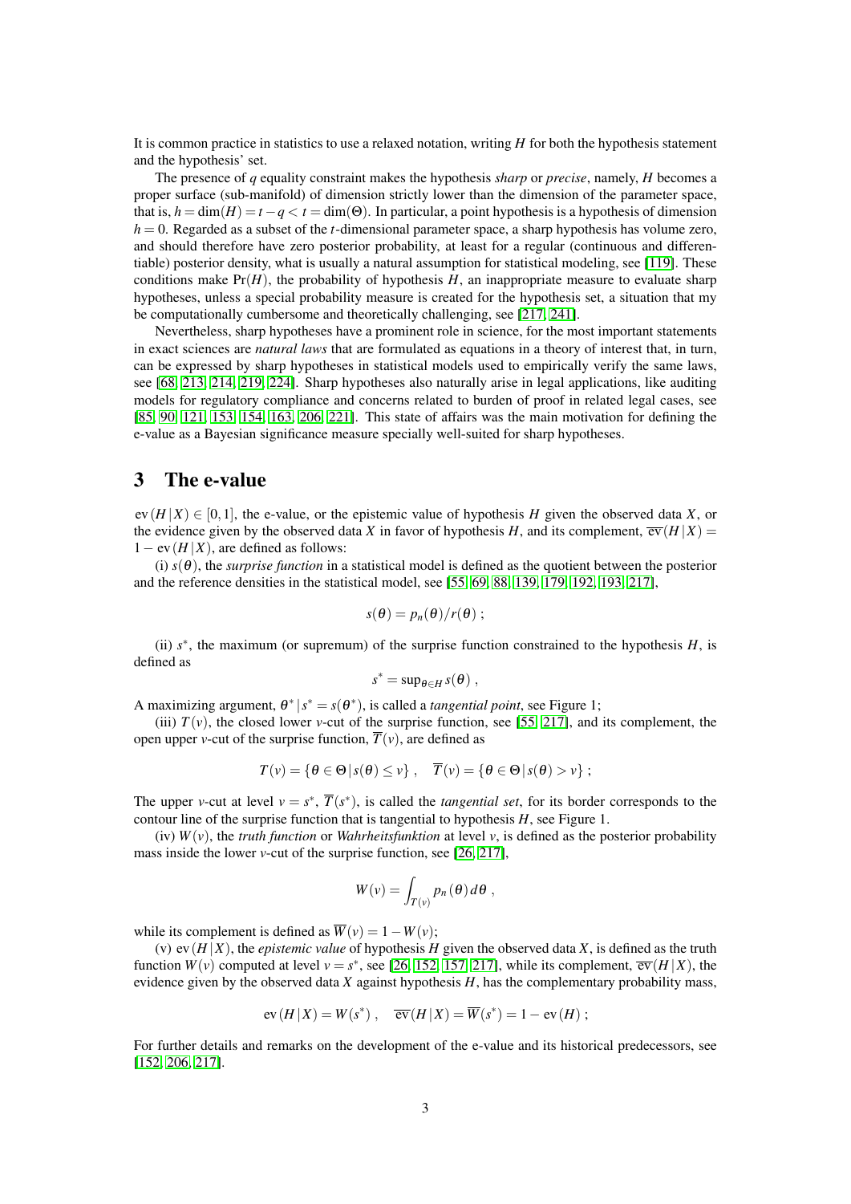It is common practice in statistics to use a relaxed notation, writing $H$ for both the hypothesis statement and the hypothesis' set.

The presence of $q$ equality constraint makes the hypothesis *sharp* or *precise*, namely, $H$ becomes a proper surface (sub-manifold) of dimension strictly lower than the dimension of the parameter space, that is, $h = \dim(H) = t - q < t = \dim(\Theta)$. In particular, a point hypothesis is a hypothesis of dimension $h = 0$. Regarded as a subset of the $t$-dimensional parameter space, a sharp hypothesis has volume zero, and should therefore have zero posterior probability, at least for a regular (continuous and differentiable) posterior density, what is usually a natural assumption for statistical modeling, see [119]. These conditions make $\Pr(H)$, the probability of hypothesis $H$, an inappropriate measure to evaluate sharp hypotheses, unless a special probability measure is created for the hypothesis set, a situation that my be computationally cumbersome and theoretically challenging, see [217, 241].

Nevertheless, sharp hypotheses have a prominent role in science, for the most important statements in exact sciences are *natural laws* that are formulated as equations in a theory of interest that, in turn, can be expressed by sharp hypotheses in statistical models used to empirically verify the same laws, see [68, 213, 214, 219, 224]. Sharp hypotheses also naturally arise in legal applications, like auditing models for regulatory compliance and concerns related to burden of proof in related legal cases, see [85, 90, 121, 153, 154, 163, 206, 221]. This state of affairs was the main motivation for defining the e-value as a Bayesian significance measure specially well-suited for sharp hypotheses.

# 3 The e-value

$\text{ev}(H \mid X) \in [0,1]$, the e-value, or the epistemic value of hypothesis $H$ given the observed data $X$, or the evidence given by the observed data $X$ in favor of hypothesis $H$, and its complement, $\overline{\text{ev}}(H \mid X) = 1 - \text{ev}(H \mid X)$, are defined as follows:

(i) $s(\theta)$, the *surprise function* in a statistical model is defined as the quotient between the posterior and the reference densities in the statistical model, see [55, 69, 88, 139, 179, 192, 193, 217],

$$s(\theta) = p_n(\theta)/r(\theta) \; ;$$

(ii) $s^*$, the maximum (or supremum) of the surprise function constrained to the hypothesis $H$, is defined as

$$s^* = \sup_{\theta \in H} s(\theta) \; ,$$

A maximizing argument, $\theta^* \mid s^* = s(\theta^*)$, is called a *tangential point*, see Figure 1;

(iii) $T(v)$, the closed lower $v$-cut of the surprise function, see [55, 217], and its complement, the open upper $v$-cut of the surprise function, $\overline{T}(v)$, are defined as

$$T(v) = \{\theta \in \Theta \mid s(\theta) \leq v\} \; , \quad \overline{T}(v) = \{\theta \in \Theta \mid s(\theta) > v\} \; ;$$

The upper $v$-cut at level $v = s^*$, $\overline{T}(s^*)$, is called the *tangential set*, for its border corresponds to the contour line of the surprise function that is tangential to hypothesis $H$, see Figure 1.

(iv) $W(v)$, the *truth function* or *Wahrheitsfunktion* at level $v$, is defined as the posterior probability mass inside the lower $v$-cut of the surprise function, see [26, 217],

$$W(v) = \int_{T(v)} p_n(\theta) \, d\theta \; ,$$

while its complement is defined as $\overline{W}(v) = 1 - W(v)$;

(v) $\text{ev}(H \mid X)$, the *epistemic value* of hypothesis $H$ given the observed data $X$, is defined as the truth function $W(v)$ computed at level $v = s^*$, see [26, 152, 157, 217], while its complement, $\overline{\text{ev}}(H \mid X)$, the evidence given by the observed data $X$ against hypothesis $H$, has the complementary probability mass,

$$\text{ev}(H \mid X) = W(s^*) \; , \quad \overline{\text{ev}}(H \mid X) = \overline{W}(s^*) = 1 - \text{ev}(H) \; ;$$

For further details and remarks on the development of the e-value and its historical predecessors, see [152, 206, 217].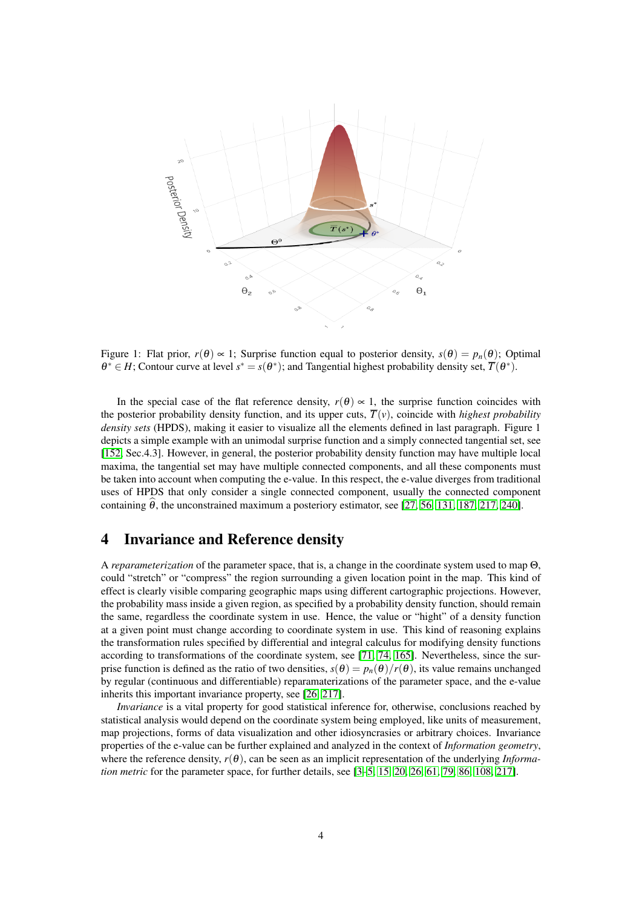Figure 1: Flat prior, $r(\theta) \propto 1$; Surprise function equal to posterior density, $s(\theta) = p_n(\theta)$; Optimal $\theta^* \in H$; Contour curve at level $s^* = s(\theta^*)$; and Tangential highest probability density set, $\overline{T}(\theta^*)$.

In the special case of the flat reference density, $r(\theta) \propto 1$, the surprise function coincides with the posterior probability density function, and its upper cuts, $\overline{T}(v)$, coincide with *highest probability density sets* (HPDS), making it easier to visualize all the elements defined in last paragraph. Figure 1 depicts a simple example with an unimodal surprise function and a simply connected tangential set, see [152, Sec.4.3]. However, in general, the posterior probability density function may have multiple local maxima, the tangential set may have multiple connected components, and all these components must be taken into account when computing the e-value. In this respect, the e-value diverges from traditional uses of HPDS that only consider a single connected component, usually the connected component containing $\widehat{\theta}$, the unconstrained maximum a posteriory estimator, see [27, 56, 131, 187, 217, 240].

## 4 Invariance and Reference density

A *reparameterization* of the parameter space, that is, a change in the coordinate system used to map $\Theta$, could "stretch" or "compress" the region surrounding a given location point in the map. This kind of effect is clearly visible comparing geographic maps using different cartographic projections. However, the probability mass inside a given region, as specified by a probability density function, should remain the same, regardless the coordinate system in use. Hence, the value or "hight" of a density function at a given point must change according to coordinate system in use. This kind of reasoning explains the transformation rules specified by differential and integral calculus for modifying density functions according to transformations of the coordinate system, see [71, 74, 165]. Nevertheless, since the surprise function is defined as the ratio of two densities, $s(\theta) = p_n(\theta)/r(\theta)$, its value remains unchanged by regular (continuous and differentiable) reparameterizations of the parameter space, and the e-value inherits this important invariance property, see [26, 217].

*Invariance* is a vital property for good statistical inference for, otherwise, conclusions reached by statistical analysis would depend on the coordinate system being employed, like units of measurement, map projections, forms of data visualization and other idiosyncrasies or arbitrary choices. Invariance properties of the e-value can be further explained and analyzed in the context of *Information geometry*, where the reference density, $r(\theta)$, can be seen as an implicit representation of the underlying *Information metric* for the parameter space, for further details, see [3–5, 15, 20, 26, 61, 79, 86, 108, 217].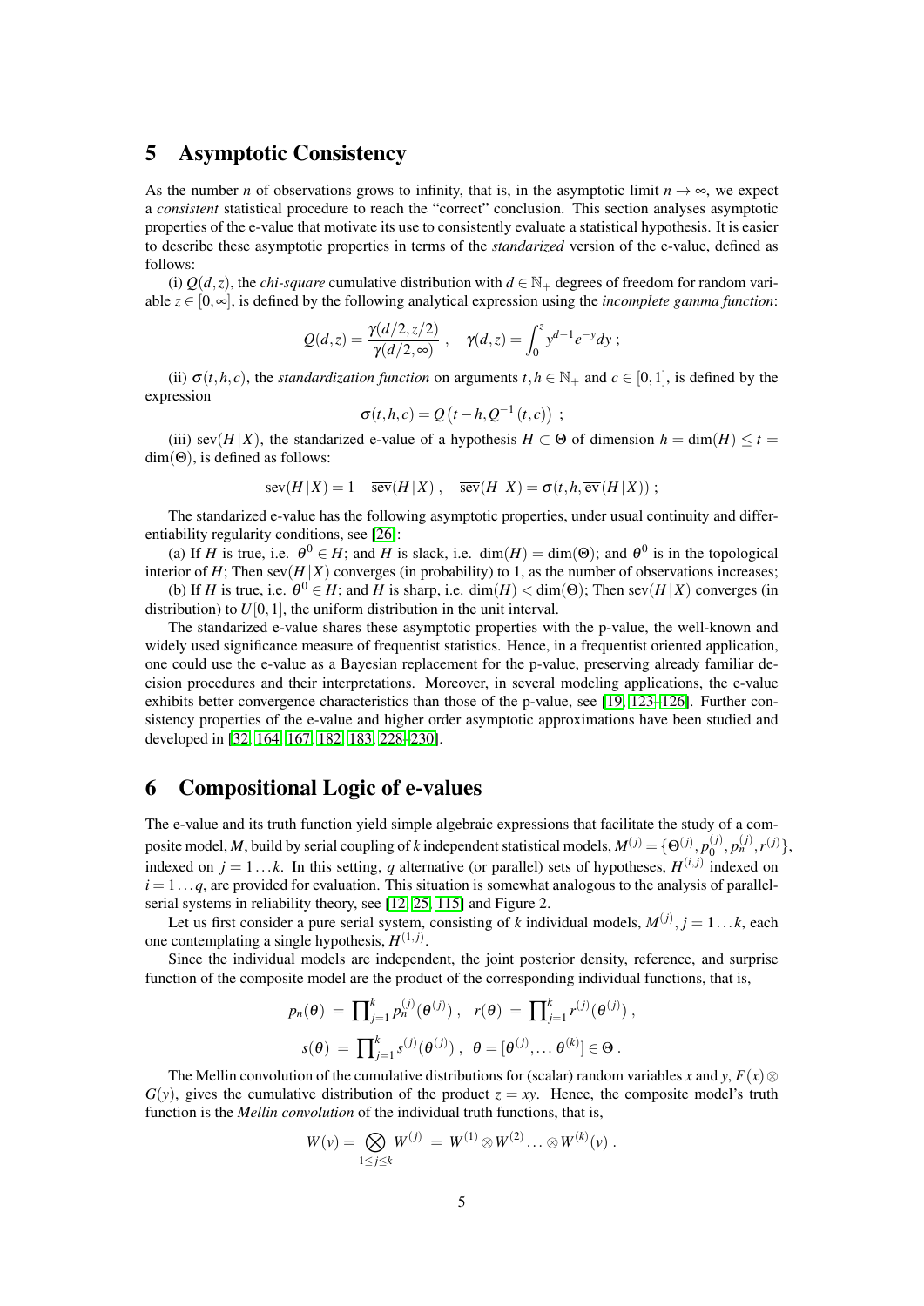# 5 Asymptotic Consistency

As the number $n$ of observations grows to infinity, that is, in the asymptotic limit $n \to \infty$, we expect a *consistent* statistical procedure to reach the "correct" conclusion. This section analyses asymptotic properties of the e-value that motivate its use to consistently evaluate a statistical hypothesis. It is easier to describe these asymptotic properties in terms of the *standarized* version of the e-value, defined as follows:

(i) $Q(d,z)$, the *chi-square* cumulative distribution with $d \in \mathbb{N}_+$ degrees of freedom for random variable $z \in [0,\infty]$, is defined by the following analytical expression using the *incomplete gamma function*:

$$Q(d,z) = \frac{\gamma(d/2, z/2)}{\gamma(d/2,\infty)} \ , \quad \gamma(d,z) = \int_0^z y^{d-1} e^{-y} dy \ ;$$

(ii) $\sigma(t,h,c)$, the *standardization function* on arguments $t,h \in \mathbb{N}_+$ and $c \in [0,1]$, is defined by the expression

$$\sigma(t,h,c) = Q\left(t-h, Q^{-1}(t,c)\right) \ ;$$

(iii) $\text{sev}(H \,|\, X)$, the standarized e-value of a hypothesis $H \subset \Theta$ of dimension $h = \dim(H) \leq t = \dim(\Theta)$, is defined as follows:

$$\text{sev}(H \,|\, X) = 1 - \overline{\text{sev}}(H \,|\, X) \ , \quad \overline{\text{sev}}(H \,|\, X) = \sigma(t, h, \overline{\text{ev}}(H \,|\, X)) \ ;$$

The standarized e-value has the following asymptotic properties, under usual continuity and differentiability regularity conditions, see [26]:

(a) If $H$ is true, i.e. $\theta^0 \in H$; and $H$ is slack, i.e. $\dim(H) = \dim(\Theta)$; and $\theta^0$ is in the topological interior of $H$; Then $\text{sev}(H \,|\, X)$ converges (in probability) to 1, as the number of observations increases;

(b) If $H$ is true, i.e. $\theta^0 \in H$; and $H$ is sharp, i.e. $\dim(H) < \dim(\Theta)$; Then $\text{sev}(H \,|\, X)$ converges (in distribution) to $U[0,1]$, the uniform distribution in the unit interval.

The standarized e-value shares these asymptotic properties with the p-value, the well-known and widely used significance measure of frequentist statistics. Hence, in a frequentist oriented application, one could use the e-value as a Bayesian replacement for the p-value, preserving already familiar decision procedures and their interpretations. Moreover, in several modeling applications, the e-value exhibits better convergence characteristics than those of the p-value, see [19, 123–126]. Further consistency properties of the e-value and higher order asymptotic approximations have been studied and developed in [32, 164, 167, 182, 183, 228–230].

# 6 Compositional Logic of e-values

The e-value and its truth function yield simple algebraic expressions that facilitate the study of a composite model, $M$, build by serial coupling of $k$ independent statistical models, $M^{(j)} = \{\Theta^{(j)}, p_0^{(j)}, p_n^{(j)}, r^{(j)}\}$, indexed on $j = 1 \dots k$. In this setting, $q$ alternative (or parallel) sets of hypotheses, $H^{(i,j)}$ indexed on $i = 1 \dots q$, are provided for evaluation. This situation is somewhat analogous to the analysis of parallel-serial systems in reliability theory, see [12, 25, 115] and Figure 2.

Let us first consider a pure serial system, consisting of $k$ individual models, $M^{(j)}, j = 1 \dots k$, each one contemplating a single hypothesis, $H^{(1,j)}$.

Since the individual models are independent, the joint posterior density, reference, and surprise function of the composite model are the product of the corresponding individual functions, that is,

$$p_n(\theta) \ = \ \prod_{j=1}^k p_n^{(j)}(\theta^{(j)}) \ , \quad r(\theta) \ = \ \prod_{j=1}^k r^{(j)}(\theta^{(j)}) \ ,$$

$$s(\theta) \ = \ \prod_{j=1}^k s^{(j)}(\theta^{(j)}) \ , \quad \theta = [\theta^{(j)}, \dots \theta^{(k)}] \in \Theta \ .$$

The Mellin convolution of the cumulative distributions for (scalar) random variables $x$ and $y$, $F(x) \otimes G(y)$, gives the cumulative distribution of the product $z = xy$. Hence, the composite model's truth function is the *Mellin convolution* of the individual truth functions, that is,

$$W(v) = \bigotimes_{1 \leq j \leq k} W^{(j)} \ = \ W^{(1)} \otimes W^{(2)} \dots \otimes W^{(k)}(v) \ .$$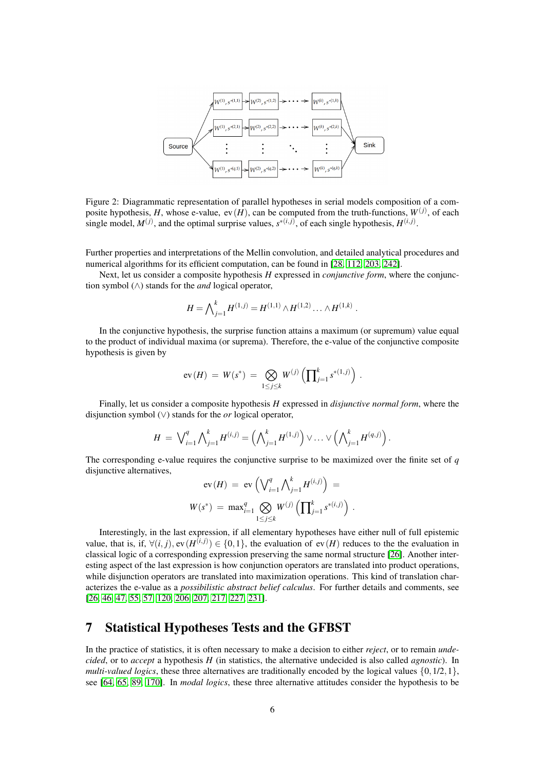Figure 2: Diagrammatic representation of parallel hypotheses in serial models composition of a composite hypothesis, $H$, whose e-value, $\text{ev}(H)$, can be computed from the truth-functions, $W^{(j)}$, of each single model, $M^{(j)}$, and the optimal surprise values, $s^{*(i,j)}$, of each single hypothesis, $H^{(i,j)}$.

Further properties and interpretations of the Mellin convolution, and detailed analytical procedures and numerical algorithms for its efficient computation, can be found in [28, 112, 203, 242].

Next, let us consider a composite hypothesis $H$ expressed in *conjunctive form*, where the conjunction symbol ($\wedge$) stands for the *and* logical operator,

$$H = \bigwedge_{j=1}^{k} H^{(1,j)} = H^{(1,1)} \wedge H^{(1,2)} \ldots \wedge H^{(1,k)} .$$

In the conjunctive hypothesis, the surprise function attains a maximum (or supremum) value equal to the product of individual maxima (or suprema). Therefore, the e-value of the conjunctive composite hypothesis is given by

$$\text{ev}(H) \;=\; W(s^*) \;=\; \bigotimes_{1 \leq j \leq k} W^{(j)} \left( \prod_{j=1}^{k} s^{*(1,j)} \right) .$$

Finally, let us consider a composite hypothesis $H$ expressed in *disjunctive normal form*, where the disjunction symbol ($\vee$) stands for the *or* logical operator,

$$H \;=\; \bigvee_{i=1}^{q} \bigwedge_{j=1}^{k} H^{(i,j)} = \left( \bigwedge_{j=1}^{k} H^{(1,j)} \right) \vee \ldots \vee \left( \bigwedge_{j=1}^{k} H^{(q,j)} \right).$$

The corresponding e-value requires the conjunctive surprise to be maximized over the finite set of $q$ disjunctive alternatives,

$$\text{ev}(H) \;=\; \text{ev}\left( \bigvee_{i=1}^{q} \bigwedge_{j=1}^{k} H^{(i,j)} \right) \;=$$

$$W(s^*) \;=\; \max_{i=1}^{q} \bigotimes_{1 \leq j \leq k} W^{(j)} \left( \prod_{j=1}^{k} s^{*(i,j)} \right) .$$

Interestingly, in the last expression, if all elementary hypotheses have either null of full epistemic value, that is, if, $\forall (i,j), \text{ev}(H^{(i,j)}) \in \{0,1\}$, the evaluation of $\text{ev}(H)$ reduces to the the evaluation in classical logic of a corresponding expression preserving the same normal structure [26]. Another interesting aspect of the last expression is how conjunction operators are translated into product operations, while disjunction operators are translated into maximization operations. This kind of translation characterizes the e-value as a *possibilistic abstract belief calculus*. For further details and comments, see [26, 46, 47, 55, 57, 120, 206, 207, 217, 227, 231].

# 7 Statistical Hypotheses Tests and the GFBST

In the practice of statistics, it is often necessary to make a decision to either *reject*, or to remain *undecided*, or to *accept* a hypothesis $H$ (in statistics, the alternative undecided is also called *agnostic*). In *multi-valued logics*, these three alternatives are traditionally encoded by the logical values $\{0, 1/2, 1\}$, see [64, 65, 89, 170]. In *modal logics*, these three alternative attitudes consider the hypothesis to be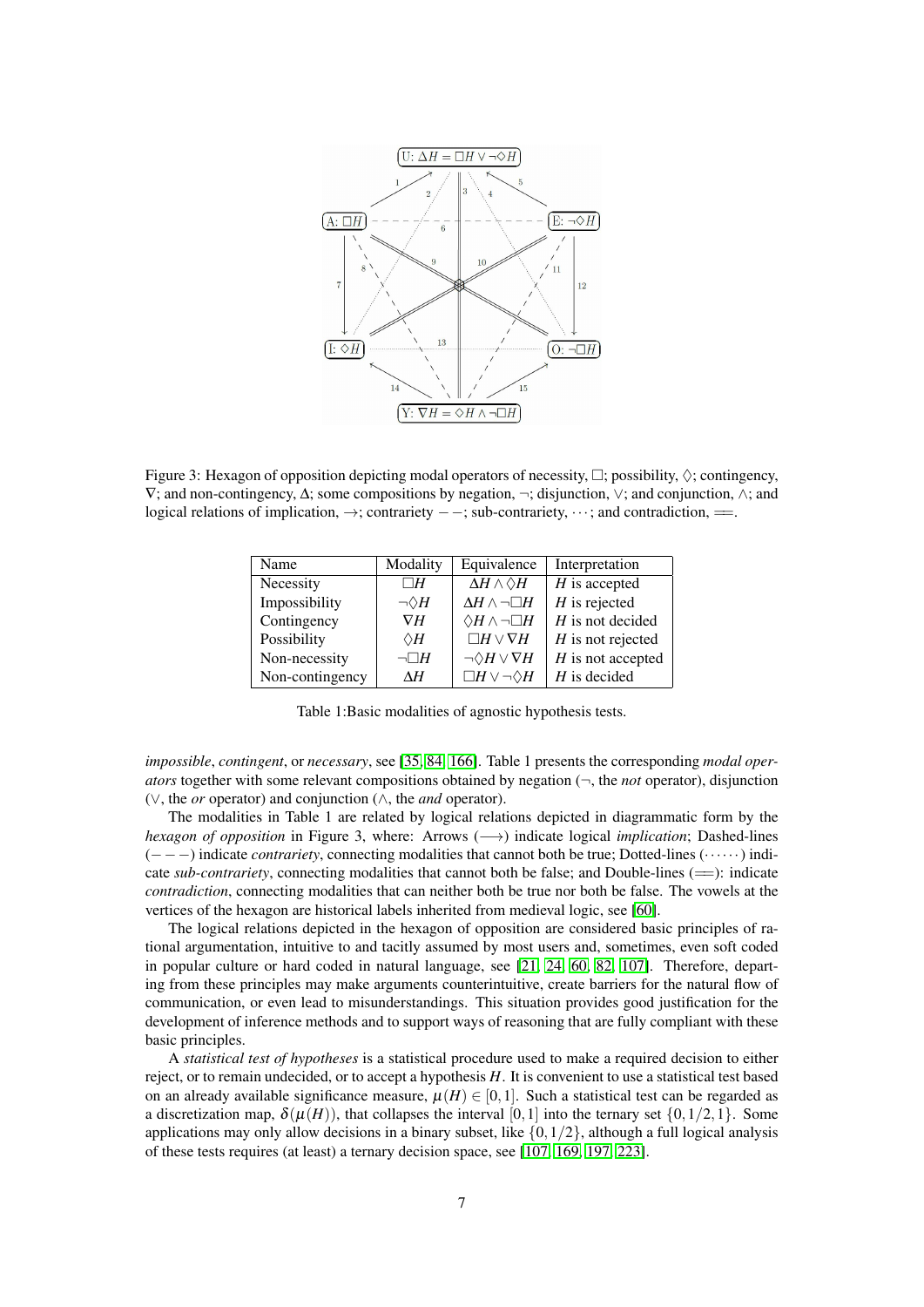Figure 3: Hexagon of opposition depicting modal operators of necessity, $\Box$; possibility, $\Diamond$; contingency, $\nabla$; and non-contingency, $\Delta$; some compositions by negation, $\neg$; disjunction, $\vee$; and conjunction, $\wedge$; and logical relations of implication, $\rightarrow$; contrariety $--$; sub-contrariety, $\cdots$; and contradiction, $=\!=$.

| Name | Modality | Equivalence | Interpretation |
|---|---|---|---|
| Necessity | $\Box H$ | $\Delta H \wedge \Diamond H$ | $H$ is accepted |
| Impossibility | $\neg\Diamond H$ | $\Delta H \wedge \neg\Box H$ | $H$ is rejected |
| Contingency | $\nabla H$ | $\Diamond H \wedge \neg\Box H$ | $H$ is not decided |
| Possibility | $\Diamond H$ | $\Box H \vee \nabla H$ | $H$ is not rejected |
| Non-necessity | $\neg\Box H$ | $\neg\Diamond H \vee \nabla H$ | $H$ is not accepted |
| Non-contingency | $\Delta H$ | $\Box H \vee \neg\Diamond H$ | $H$ is decided |

Table 1:Basic modalities of agnostic hypothesis tests.

*impossible*, *contingent*, or *necessary*, see [35, 84, 166]. Table 1 presents the corresponding *modal operators* together with some relevant compositions obtained by negation ($\neg$, the *not* operator), disjunction ($\vee$, the *or* operator) and conjunction ($\wedge$, the *and* operator).

The modalities in Table 1 are related by logical relations depicted in diagrammatic form by the *hexagon of opposition* in Figure 3, where: Arrows ($\longrightarrow$) indicate logical *implication*; Dashed-lines ($- - -$) indicate *contrariety*, connecting modalities that cannot both be true; Dotted-lines ($\cdots\cdots$) indicate *sub-contrariety*, connecting modalities that cannot both be false; and Double-lines ($=\!=$): indicate *contradiction*, connecting modalities that can neither both be true nor both be false. The vowels at the vertices of the hexagon are historical labels inherited from medieval logic, see [60].

The logical relations depicted in the hexagon of opposition are considered basic principles of rational argumentation, intuitive to and tacitly assumed by most users and, sometimes, even soft coded in popular culture or hard coded in natural language, see [21, 24, 60, 82, 107]. Therefore, departing from these principles may make arguments counterintuitive, create barriers for the natural flow of communication, or even lead to misunderstandings. This situation provides good justification for the development of inference methods and to support ways of reasoning that are fully compliant with these basic principles.

A *statistical test of hypotheses* is a statistical procedure used to make a required decision to either reject, or to remain undecided, or to accept a hypothesis $H$. It is convenient to use a statistical test based on an already available significance measure, $\mu(H) \in [0,1]$. Such a statistical test can be regarded as a discretization map, $\delta(\mu(H))$, that collapses the interval $[0,1]$ into the ternary set $\{0, 1/2, 1\}$. Some applications may only allow decisions in a binary subset, like $\{0, 1/2\}$, although a full logical analysis of these tests requires (at least) a ternary decision space, see [107, 169, 197, 223].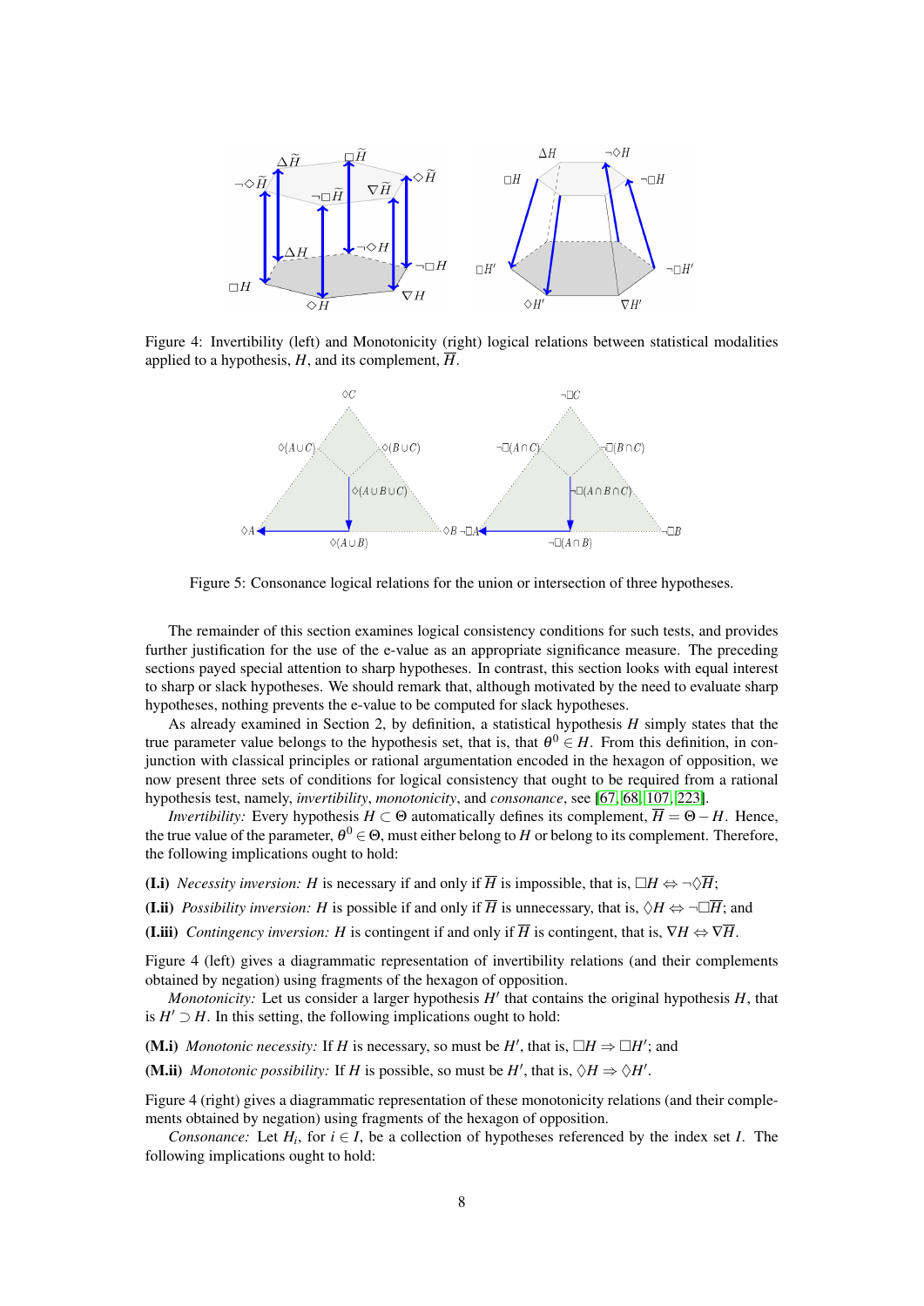Figure 4: Invertibility (left) and Monotonicity (right) logical relations between statistical modalities applied to a hypothesis, $H$, and its complement, $\overline{H}$.

Figure 5: Consonance logical relations for the union or intersection of three hypotheses.

The remainder of this section examines logical consistency conditions for such tests, and provides further justification for the use of the e-value as an appropriate significance measure. The preceding sections payed special attention to sharp hypotheses. In contrast, this section looks with equal interest to sharp or slack hypotheses. We should remark that, although motivated by the need to evaluate sharp hypotheses, nothing prevents the e-value to be computed for slack hypotheses.

As already examined in Section 2, by definition, a statistical hypothesis $H$ simply states that the true parameter value belongs to the hypothesis set, that is, that $\theta^0 \in H$. From this definition, in conjunction with classical principles or rational argumentation encoded in the hexagon of opposition, we now present three sets of conditions for logical consistency that ought to be required from a rational hypothesis test, namely, *invertibility*, *monotonicity*, and *consonance*, see [67, 68, 107, 223].

*Invertibility:* Every hypothesis $H \subset \Theta$ automatically defines its complement, $\overline{H} = \Theta - H$. Hence, the true value of the parameter, $\theta^0 \in \Theta$, must either belong to $H$ or belong to its complement. Therefore, the following implications ought to hold:

**(I.i)** *Necessity inversion:* $H$ is necessary if and only if $\overline{H}$ is impossible, that is, $\Box H \Leftrightarrow \neg\Diamond\overline{H}$;

**(I.ii)** *Possibility inversion:* $H$ is possible if and only if $\overline{H}$ is unnecessary, that is, $\Diamond H \Leftrightarrow \neg\Box\overline{H}$; and

**(I.iii)** *Contingency inversion:* $H$ is contingent if and only if $\overline{H}$ is contingent, that is, $\nabla H \Leftrightarrow \nabla\overline{H}$.

Figure 4 (left) gives a diagrammatic representation of invertibility relations (and their complements obtained by negation) using fragments of the hexagon of opposition.

*Monotonicity:* Let us consider a larger hypothesis $H'$ that contains the original hypothesis $H$, that is $H' \supset H$. In this setting, the following implications ought to hold:

**(M.i)** *Monotonic necessity:* If $H$ is necessary, so must be $H'$, that is, $\Box H \Rightarrow \Box H'$; and

**(M.ii)** *Monotonic possibility:* If $H$ is possible, so must be $H'$, that is, $\Diamond H \Rightarrow \Diamond H'$.

Figure 4 (right) gives a diagrammatic representation of these monotonicity relations (and their complements obtained by negation) using fragments of the hexagon of opposition.

*Consonance:* Let $H_i$, for $i \in I$, be a collection of hypotheses referenced by the index set $I$. The following implications ought to hold: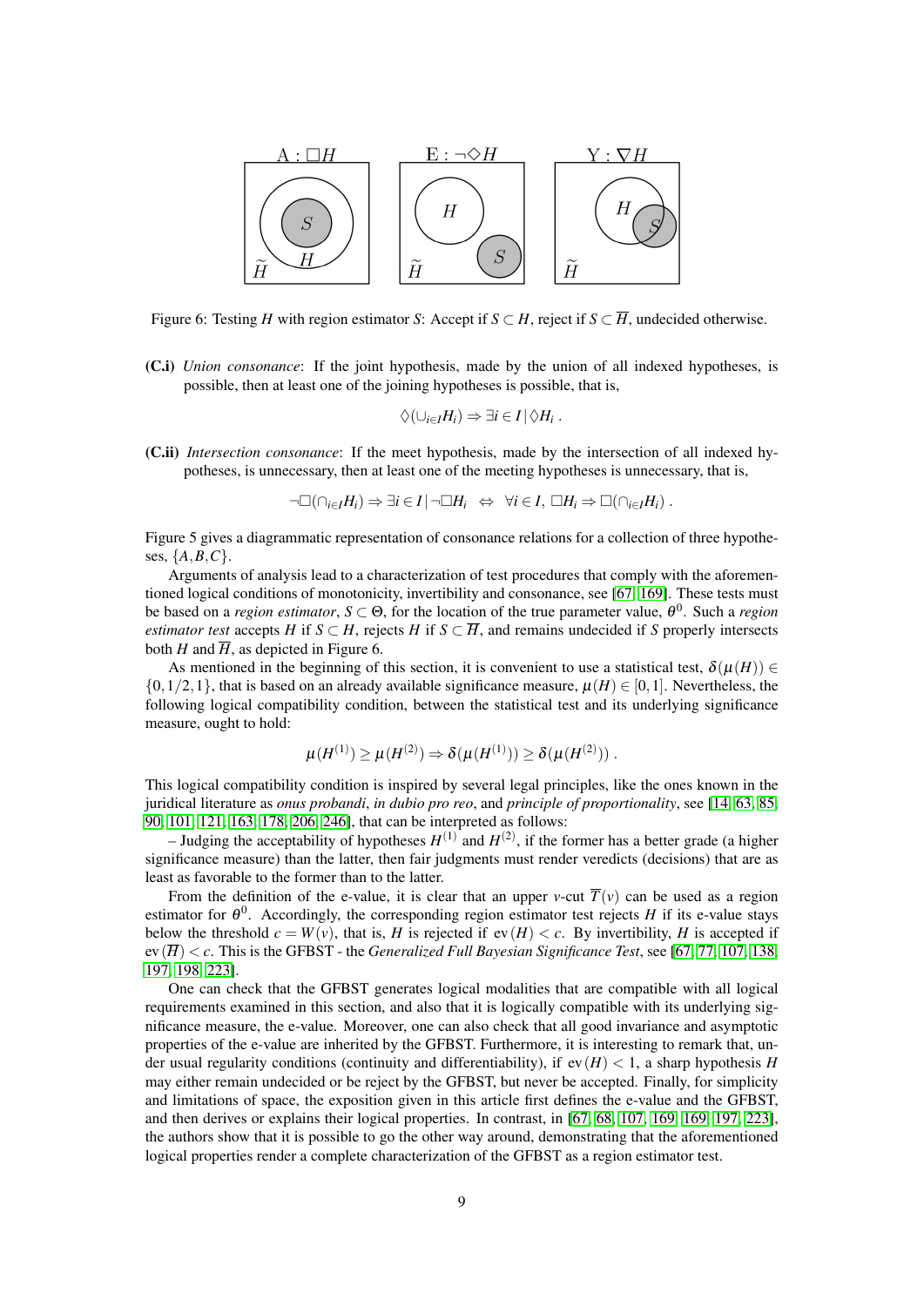Figure 6: Testing $H$ with region estimator $S$: Accept if $S \subset H$, reject if $S \subset \overline{H}$, undecided otherwise.

**(C.i)** *Union consonance*: If the joint hypothesis, made by the union of all indexed hypotheses, is possible, then at least one of the joining hypotheses is possible, that is,

$$\Diamond(\cup_{i \in I} H_i) \Rightarrow \exists i \in I \,|\, \Diamond H_i \,.$$

**(C.ii)** *Intersection consonance*: If the meet hypothesis, made by the intersection of all indexed hypotheses, is unnecessary, then at least one of the meeting hypotheses is unnecessary, that is,

$$\neg\Box(\cap_{i \in I} H_i) \Rightarrow \exists i \in I \,|\, \neg\Box H_i \;\;\Leftrightarrow\;\; \forall i \in I,\; \Box H_i \Rightarrow \Box(\cap_{i \in I} H_i) \,.$$

Figure 5 gives a diagrammatic representation of consonance relations for a collection of three hypotheses, $\{A, B, C\}$.

Arguments of analysis lead to a characterization of test procedures that comply with the aforementioned logical conditions of monotonicity, invertibility and consonance, see [67, 169]. These tests must be based on a *region estimator*, $S \subset \Theta$, for the location of the true parameter value, $\theta^0$. Such a *region estimator test* accepts $H$ if $S \subset H$, rejects $H$ if $S \subset \overline{H}$, and remains undecided if $S$ properly intersects both $H$ and $\overline{H}$, as depicted in Figure 6.

As mentioned in the beginning of this section, it is convenient to use a statistical test, $\delta(\mu(H)) \in \{0, 1/2, 1\}$, that is based on an already available significance measure, $\mu(H) \in [0,1]$. Nevertheless, the following logical compatibility condition, between the statistical test and its underlying significance measure, ought to hold:

$$\mu(H^{(1)}) \geq \mu(H^{(2)}) \Rightarrow \delta(\mu(H^{(1)})) \geq \delta(\mu(H^{(2)})) \,.$$

This logical compatibility condition is inspired by several legal principles, like the ones known in the juridical literature as *onus probandi*, *in dubio pro reo*, and *principle of proportionality*, see [14, 63, 85, 90, 101, 121, 163, 178, 206, 246], that can be interpreted as follows:

– Judging the acceptability of hypotheses $H^{(1)}$ and $H^{(2)}$, if the former has a better grade (a higher significance measure) than the latter, then fair judgments must render veredicts (decisions) that are as least as favorable to the former than to the latter.

From the definition of the e-value, it is clear that an upper $v$-cut $\overline{T}(v)$ can be used as a region estimator for $\theta^0$. Accordingly, the corresponding region estimator test rejects $H$ if its e-value stays below the threshold $c = W(v)$, that is, $H$ is rejected if $\text{ev}(H) < c$. By invertibility, $H$ is accepted if $\text{ev}(\overline{H}) < c$. This is the GFBST - the *Generalized Full Bayesian Significance Test*, see [67, 77, 107, 138, 197, 198, 223].

One can check that the GFBST generates logical modalities that are compatible with all logical requirements examined in this section, and also that it is logically compatible with its underlying significance measure, the e-value. Moreover, one can also check that all good invariance and asymptotic properties of the e-value are inherited by the GFBST. Furthermore, it is interesting to remark that, under usual regularity conditions (continuity and differentiability), if $\text{ev}(H) < 1$, a sharp hypothesis $H$ may either remain undecided or be reject by the GFBST, but never be accepted. Finally, for simplicity and limitations of space, the exposition given in this article first defines the e-value and the GFBST, and then derives or explains their logical properties. In contrast, in [67, 68, 107, 169, 169, 197, 223], the authors show that it is possible to go the other way around, demonstrating that the aforementioned logical properties render a complete characterization of the GFBST as a region estimator test.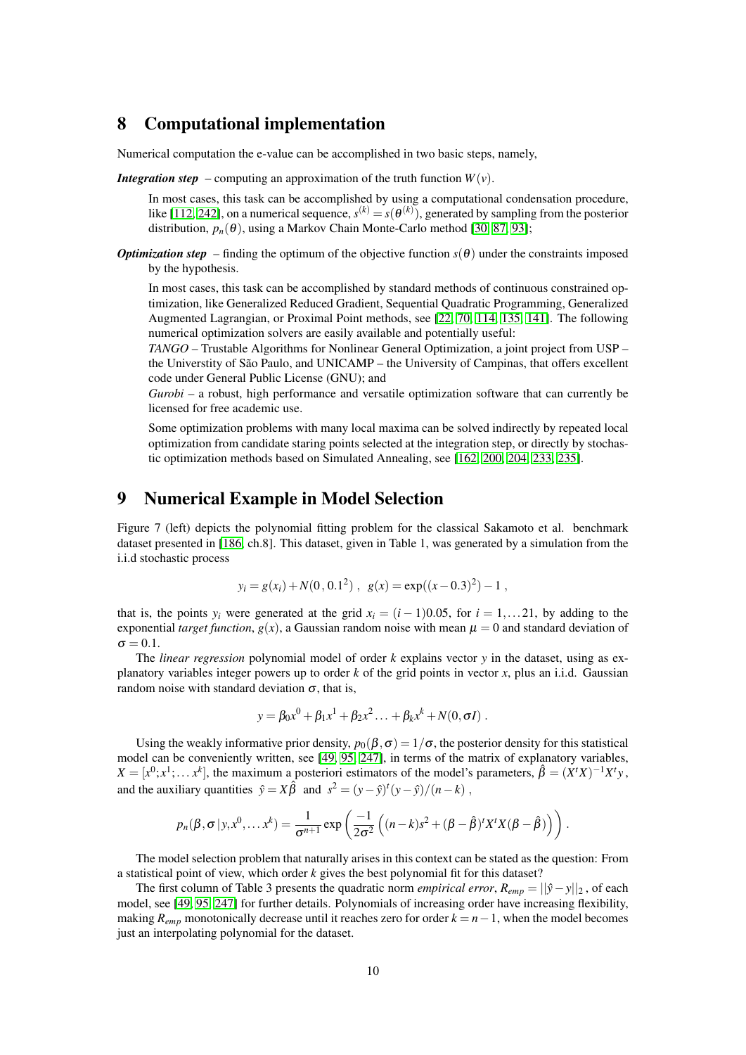## 8 Computational implementation

Numerical computation the e-value can be accomplished in two basic steps, namely,

***Integration step*** – computing an approximation of the truth function $W(v)$.

In most cases, this task can be accomplished by using a computational condensation procedure, like [112, 242], on a numerical sequence, $s^{(k)} = s(\theta^{(k)})$, generated by sampling from the posterior distribution, $p_n(\theta)$, using a Markov Chain Monte-Carlo method [30, 87, 93];

***Optimization step*** – finding the optimum of the objective function $s(\theta)$ under the constraints imposed by the hypothesis.

In most cases, this task can be accomplished by standard methods of continuous constrained optimization, like Generalized Reduced Gradient, Sequential Quadratic Programming, Generalized Augmented Lagrangian, or Proximal Point methods, see [22, 70, 114, 135, 141]. The following numerical optimization solvers are easily available and potentially useful:

*TANGO* – Trustable Algorithms for Nonlinear General Optimization, a joint project from USP – the Universtity of São Paulo, and UNICAMP – the University of Campinas, that offers excellent code under General Public License (GNU); and

*Gurobi* – a robust, high performance and versatile optimization software that can currently be licensed for free academic use.

Some optimization problems with many local maxima can be solved indirectly by repeated local optimization from candidate staring points selected at the integration step, or directly by stochastic optimization methods based on Simulated Annealing, see [162, 200, 204, 233, 235].

## 9 Numerical Example in Model Selection

Figure 7 (left) depicts the polynomial fitting problem for the classical Sakamoto et al. benchmark dataset presented in [186, ch.8]. This dataset, given in Table 1, was generated by a simulation from the i.i.d stochastic process

$$y_i = g(x_i) + N(0\,,0.1^2)\ ,\ \ g(x) = \exp((x-0.3)^2) - 1\ ,$$

that is, the points $y_i$ were generated at the grid $x_i = (i-1)0.05$, for $i = 1, \ldots 21$, by adding to the exponential *target function*, $g(x)$, a Gaussian random noise with mean $\mu = 0$ and standard deviation of $\sigma = 0.1$.

The *linear regression* polynomial model of order $k$ explains vector $y$ in the dataset, using as explanatory variables integer powers up to order $k$ of the grid points in vector $x$, plus an i.i.d. Gaussian random noise with standard deviation $\sigma$, that is,

$$y = \beta_0 x^0 + \beta_1 x^1 + \beta_2 x^2 \ldots + \beta_k x^k + N(0, \sigma I)\ .$$

Using the weakly informative prior density, $p_0(\beta, \sigma) = 1/\sigma$, the posterior density for this statistical model can be conveniently written, see [49, 95, 247], in terms of the matrix of explanatory variables, $X = [x^0; x^1; \ldots x^k]$, the maximum a posteriori estimators of the model's parameters, $\hat{\beta} = (X^t X)^{-1} X^t y$, and the auxiliary quantities $\hat{y} = X\hat{\beta}$ and $s^2 = (y-\hat{y})^t (y-\hat{y})/(n-k)$ ,

$$p_n(\beta, \sigma \,|\, y, x^0, \ldots x^k) = \frac{1}{\sigma^{n+1}} \exp\left( \frac{-1}{2\sigma^2} \left( (n-k)s^2 + (\beta - \hat{\beta})^t X^t X (\beta - \hat{\beta}) \right) \right) .$$

The model selection problem that naturally arises in this context can be stated as the question: From a statistical point of view, which order $k$ gives the best polynomial fit for this dataset?

The first column of Table 3 presents the quadratic norm *empirical error*, $R_{emp} = ||\hat{y} - y||_2$ , of each model, see [49, 95, 247] for further details. Polynomials of increasing order have increasing flexibility, making $R_{emp}$ monotonically decrease until it reaches zero for order $k = n-1$, when the model becomes just an interpolating polynomial for the dataset.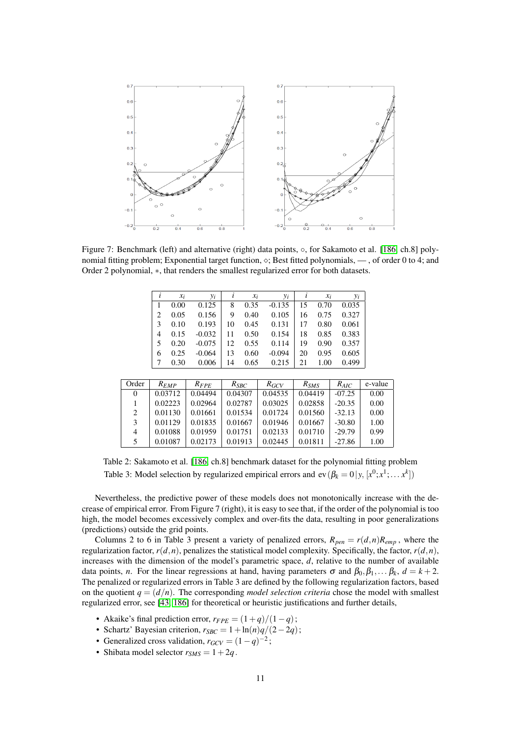Figure 7: Benchmark (left) and alternative (right) data points, ∘, for Sakamoto et al. [186, ch.8] polynomial fitting problem; Exponential target function, ⋄; Best fitted polynomials, — , of order 0 to 4; and Order 2 polynomial, ∗, that renders the smallest regularized error for both datasets.

| $i$ | $x_i$ | $y_i$ | $i$ | $x_i$ | $y_i$ | $i$ | $x_i$ | $y_i$ |
|---|---|---|---|---|---|---|---|---|
| 1 | 0.00 | 0.125 | 8 | 0.35 | -0.135 | 15 | 0.70 | 0.035 |
| 2 | 0.05 | 0.156 | 9 | 0.40 | 0.105 | 16 | 0.75 | 0.327 |
| 3 | 0.10 | 0.193 | 10 | 0.45 | 0.131 | 17 | 0.80 | 0.061 |
| 4 | 0.15 | -0.032 | 11 | 0.50 | 0.154 | 18 | 0.85 | 0.383 |
| 5 | 0.20 | -0.075 | 12 | 0.55 | 0.114 | 19 | 0.90 | 0.357 |
| 6 | 0.25 | -0.064 | 13 | 0.60 | -0.094 | 20 | 0.95 | 0.605 |
| 7 | 0.30 | 0.006 | 14 | 0.65 | 0.215 | 21 | 1.00 | 0.499 |

| Order | $R_{EMP}$ | $R_{FPE}$ | $R_{SBC}$ | $R_{GCV}$ | $R_{SMS}$ | $R_{AIC}$ | e-value |
|---|---|---|---|---|---|---|---|
| 0 | 0.03712 | 0.04494 | 0.04307 | 0.04535 | 0.04419 | -07.25 | 0.00 |
| 1 | 0.02223 | 0.02964 | 0.02787 | 0.03025 | 0.02858 | -20.35 | 0.00 |
| 2 | 0.01130 | 0.01661 | 0.01534 | 0.01724 | 0.01560 | -32.13 | 0.00 |
| 3 | 0.01129 | 0.01835 | 0.01667 | 0.01946 | 0.01667 | -30.80 | 1.00 |
| 4 | 0.01088 | 0.01959 | 0.01751 | 0.02133 | 0.01710 | -29.79 | 0.99 |
| 5 | 0.01087 | 0.02173 | 0.01913 | 0.02445 | 0.01811 | -27.86 | 1.00 |

Table 2: Sakamoto et al. [186, ch.8] benchmark dataset for the polynomial fitting problem

Table 3: Model selection by regularized empirical errors and $\text{ev}(\beta_k = 0 \,|\, y, [x^0; x^1; \dots x^k])$

Nevertheless, the predictive power of these models does not monotonically increase with the decrease of empirical error. From Figure 7 (right), it is easy to see that, if the order of the polynomial is too high, the model becomes excessively complex and over-fits the data, resulting in poor generalizations (predictions) outside the grid points.

Columns 2 to 6 in Table 3 present a variety of penalized errors, $R_{pen} = r(d,n)R_{emp}$, where the regularization factor, $r(d,n)$, penalizes the statistical model complexity. Specifically, the factor, $r(d,n)$, increases with the dimension of the model's parametric space, $d$, relative to the number of available data points, $n$. For the linear regressions at hand, having parameters $\sigma$ and $\beta_0, \beta_1, \dots \beta_k$, $d = k+2$. The penalized or regularized errors in Table 3 are defined by the following regularization factors, based on the quotient $q = (d/n)$. The corresponding *model selection criteria* chose the model with smallest regularized error, see [43, 186] for theoretical or heuristic justifications and further details,

- Akaike's final prediction error, $r_{FPE} = (1+q)/(1-q)$;
- Schartz' Bayesian criterion, $r_{SBC} = 1 + \ln(n)q/(2-2q)$;
- Generalized cross validation, $r_{GCV} = (1-q)^{-2}$;
- Shibata model selector $r_{SMS} = 1 + 2q$.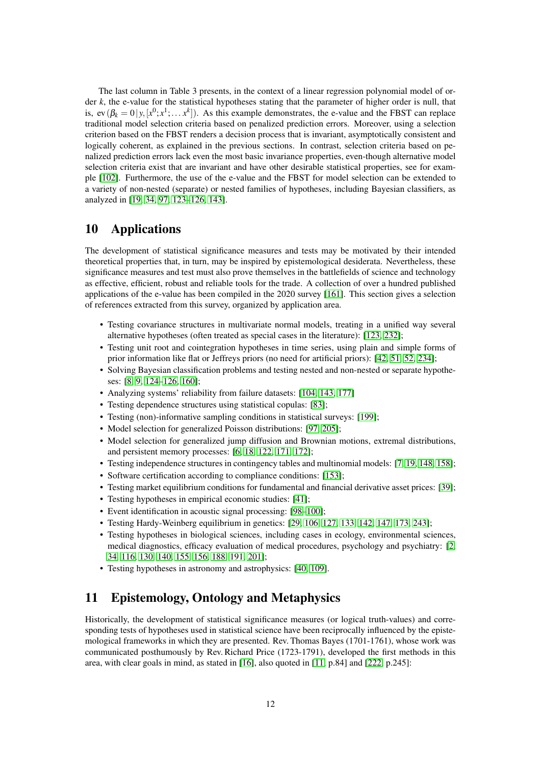The last column in Table 3 presents, in the context of a linear regression polynomial model of order $k$, the e-value for the statistical hypotheses stating that the parameter of higher order is null, that is, $\text{ev}(\beta_k = 0 \,|\, y, [x^0; x^1; \ldots x^k])$. As this example demonstrates, the e-value and the FBST can replace traditional model selection criteria based on penalized prediction errors. Moreover, using a selection criterion based on the FBST renders a decision process that is invariant, asymptotically consistent and logically coherent, as explained in the previous sections. In contrast, selection criteria based on penalized prediction errors lack even the most basic invariance properties, even-though alternative model selection criteria exist that are invariant and have other desirable statistical properties, see for example [102]. Furthermore, the use of the e-value and the FBST for model selection can be extended to a variety of non-nested (separate) or nested families of hypotheses, including Bayesian classifiers, as analyzed in [19, 34, 97, 123–126, 143].

# 10 Applications

The development of statistical significance measures and tests may be motivated by their intended theoretical properties that, in turn, may be inspired by epistemological desiderata. Nevertheless, these significance measures and test must also prove themselves in the battlefields of science and technology as effective, efficient, robust and reliable tools for the trade. A collection of over a hundred published applications of the e-value has been compiled in the 2020 survey [161]. This section gives a selection of references extracted from this survey, organized by application area.

- Testing covariance structures in multivariate normal models, treating in a unified way several alternative hypotheses (often treated as special cases in the literature): [123, 232];
- Testing unit root and cointegration hypotheses in time series, using plain and simple forms of prior information like flat or Jeffreys priors (no need for artificial priors): [42, 51, 52, 234];
- Solving Bayesian classification problems and testing nested and non-nested or separate hypotheses: [8, 9, 124–126, 160];
- Analyzing systems' reliability from failure datasets: [104, 143, 177]
- Testing dependence structures using statistical copulas: [83];
- Testing (non)-informative sampling conditions in statistical surveys: [199];
- Model selection for generalized Poisson distributions: [97, 205];
- Model selection for generalized jump diffusion and Brownian motions, extremal distributions, and persistent memory processes: [6, 18, 122, 171, 172];
- Testing independence structures in contingency tables and multinomial models: [7, 19, 148, 158];
- Software certification according to compliance conditions: [153];
- Testing market equilibrium conditions for fundamental and financial derivative asset prices: [39];
- Testing hypotheses in empirical economic studies: [41];
- Event identification in acoustic signal processing: [98–100];
- Testing Hardy-Weinberg equilibrium in genetics: [29, 106, 127, 133, 142, 147, 173, 243];
- Testing hypotheses in biological sciences, including cases in ecology, environmental sciences, medical diagnostics, efficacy evaluation of medical procedures, psychology and psychiatry: [2, 34, 116, 130, 140, 155, 156, 188, 191, 201];
- Testing hypotheses in astronomy and astrophysics: [40, 109].

# 11 Epistemology, Ontology and Metaphysics

Historically, the development of statistical significance measures (or logical truth-values) and corresponding tests of hypotheses used in statistical science have been reciprocally influenced by the epistemological frameworks in which they are presented. Rev. Thomas Bayes (1701-1761), whose work was communicated posthumously by Rev. Richard Price (1723-1791), developed the first methods in this area, with clear goals in mind, as stated in [16], also quoted in [11, p.84] and [222, p.245]: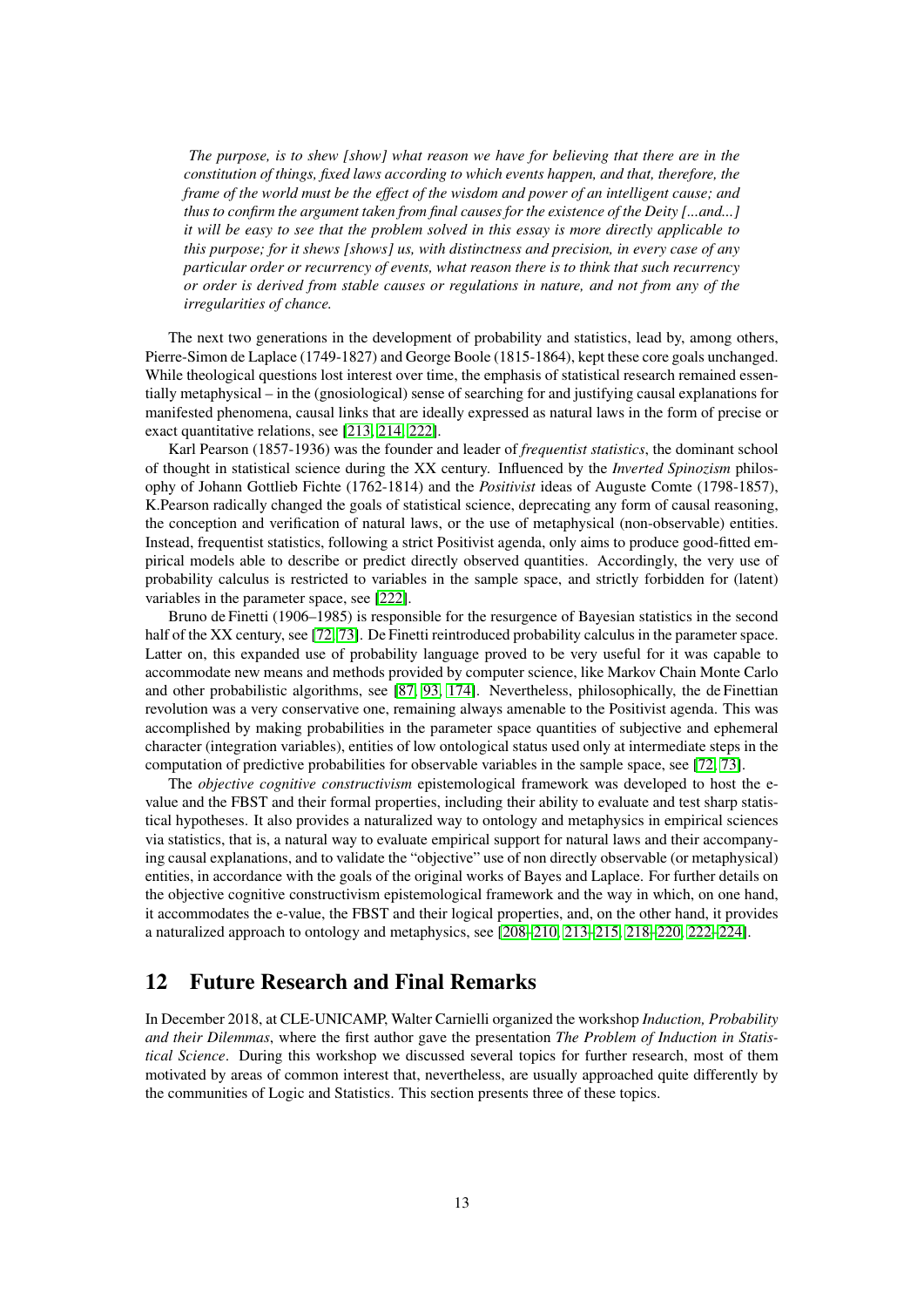*The purpose, is to shew [show] what reason we have for believing that there are in the constitution of things, fixed laws according to which events happen, and that, therefore, the frame of the world must be the effect of the wisdom and power of an intelligent cause; and thus to confirm the argument taken from final causes for the existence of the Deity [...and...] it will be easy to see that the problem solved in this essay is more directly applicable to this purpose; for it shews [shows] us, with distinctness and precision, in every case of any particular order or recurrency of events, what reason there is to think that such recurrency or order is derived from stable causes or regulations in nature, and not from any of the irregularities of chance.*

The next two generations in the development of probability and statistics, lead by, among others, Pierre-Simon de Laplace (1749-1827) and George Boole (1815-1864), kept these core goals unchanged. While theological questions lost interest over time, the emphasis of statistical research remained essentially metaphysical – in the (gnosiological) sense of searching for and justifying causal explanations for manifested phenomena, causal links that are ideally expressed as natural laws in the form of precise or exact quantitative relations, see [213, 214, 222].

Karl Pearson (1857-1936) was the founder and leader of *frequentist statistics*, the dominant school of thought in statistical science during the XX century. Influenced by the *Inverted Spinozism* philosophy of Johann Gottlieb Fichte (1762-1814) and the *Positivist* ideas of Auguste Comte (1798-1857), K.Pearson radically changed the goals of statistical science, deprecating any form of causal reasoning, the conception and verification of natural laws, or the use of metaphysical (non-observable) entities. Instead, frequentist statistics, following a strict Positivist agenda, only aims to produce good-fitted empirical models able to describe or predict directly observed quantities. Accordingly, the very use of probability calculus is restricted to variables in the sample space, and strictly forbidden for (latent) variables in the parameter space, see [222].

Bruno de Finetti (1906–1985) is responsible for the resurgence of Bayesian statistics in the second half of the XX century, see [72, 73]. De Finetti reintroduced probability calculus in the parameter space. Latter on, this expanded use of probability language proved to be very useful for it was capable to accommodate new means and methods provided by computer science, like Markov Chain Monte Carlo and other probabilistic algorithms, see [87, 93, 174]. Nevertheless, philosophically, the de Finettian revolution was a very conservative one, remaining always amenable to the Positivist agenda. This was accomplished by making probabilities in the parameter space quantities of subjective and ephemeral character (integration variables), entities of low ontological status used only at intermediate steps in the computation of predictive probabilities for observable variables in the sample space, see [72, 73].

The *objective cognitive constructivism* epistemological framework was developed to host the e-value and the FBST and their formal properties, including their ability to evaluate and test sharp statistical hypotheses. It also provides a naturalized way to ontology and metaphysics in empirical sciences via statistics, that is, a natural way to evaluate empirical support for natural laws and their accompanying causal explanations, and to validate the "objective" use of non directly observable (or metaphysical) entities, in accordance with the goals of the original works of Bayes and Laplace. For further details on the objective cognitive constructivism epistemological framework and the way in which, on one hand, it accommodates the e-value, the FBST and their logical properties, and, on the other hand, it provides a naturalized approach to ontology and metaphysics, see [208–210, 213–215, 218–220, 222–224].

## 12 Future Research and Final Remarks

In December 2018, at CLE-UNICAMP, Walter Carnielli organized the workshop *Induction, Probability and their Dilemmas*, where the first author gave the presentation *The Problem of Induction in Statistical Science*. During this workshop we discussed several topics for further research, most of them motivated by areas of common interest that, nevertheless, are usually approached quite differently by the communities of Logic and Statistics. This section presents three of these topics.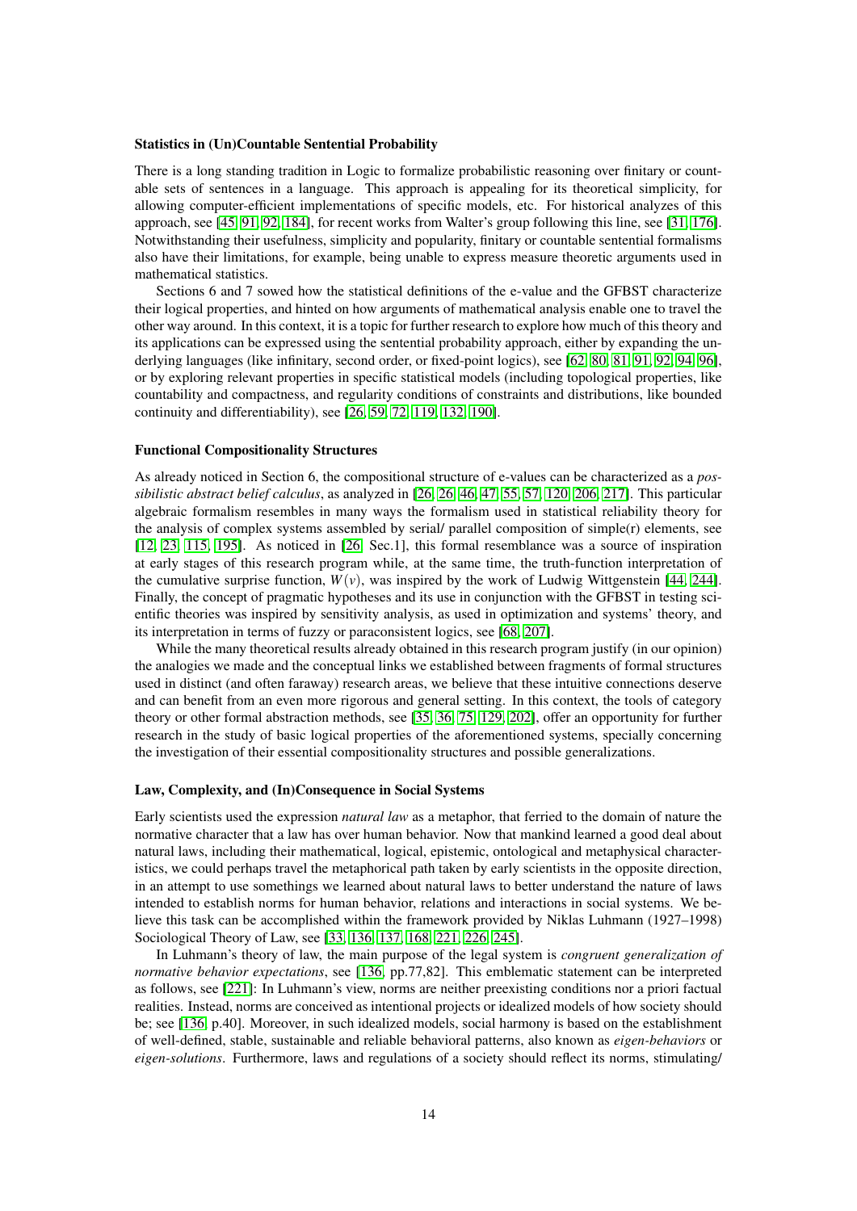#### Statistics in (Un)Countable Sentential Probability

There is a long standing tradition in Logic to formalize probabilistic reasoning over finitary or countable sets of sentences in a language. This approach is appealing for its theoretical simplicity, for allowing computer-efficient implementations of specific models, etc. For historical analyzes of this approach, see [45, 91, 92, 184], for recent works from Walter's group following this line, see [31, 176]. Notwithstanding their usefulness, simplicity and popularity, finitary or countable sentential formalisms also have their limitations, for example, being unable to express measure theoretic arguments used in mathematical statistics.

Sections 6 and 7 sowed how the statistical definitions of the e-value and the GFBST characterize their logical properties, and hinted on how arguments of mathematical analysis enable one to travel the other way around. In this context, it is a topic for further research to explore how much of this theory and its applications can be expressed using the sentential probability approach, either by expanding the underlying languages (like infinitary, second order, or fixed-point logics), see [62, 80, 81, 91, 92, 94, 96], or by exploring relevant properties in specific statistical models (including topological properties, like countability and compactness, and regularity conditions of constraints and distributions, like bounded continuity and differentiability), see [26, 59, 72, 119, 132, 190].

#### Functional Compositionality Structures

As already noticed in Section 6, the compositional structure of e-values can be characterized as a *possibilistic abstract belief calculus*, as analyzed in [26, 26, 46, 47, 55, 57, 120, 206, 217]. This particular algebraic formalism resembles in many ways the formalism used in statistical reliability theory for the analysis of complex systems assembled by serial/ parallel composition of simple(r) elements, see [12, 23, 115, 195]. As noticed in [26, Sec.1], this formal resemblance was a source of inspiration at early stages of this research program while, at the same time, the truth-function interpretation of the cumulative surprise function, $W(v)$, was inspired by the work of Ludwig Wittgenstein [44, 244]. Finally, the concept of pragmatic hypotheses and its use in conjunction with the GFBST in testing scientific theories was inspired by sensitivity analysis, as used in optimization and systems' theory, and its interpretation in terms of fuzzy or paraconsistent logics, see [68, 207].

While the many theoretical results already obtained in this research program justify (in our opinion) the analogies we made and the conceptual links we established between fragments of formal structures used in distinct (and often faraway) research areas, we believe that these intuitive connections deserve and can benefit from an even more rigorous and general setting. In this context, the tools of category theory or other formal abstraction methods, see [35, 36, 75, 129, 202], offer an opportunity for further research in the study of basic logical properties of the aforementioned systems, specially concerning the investigation of their essential compositionality structures and possible generalizations.

#### Law, Complexity, and (In)Consequence in Social Systems

Early scientists used the expression *natural law* as a metaphor, that ferried to the domain of nature the normative character that a law has over human behavior. Now that mankind learned a good deal about natural laws, including their mathematical, logical, epistemic, ontological and metaphysical characteristics, we could perhaps travel the metaphorical path taken by early scientists in the opposite direction, in an attempt to use somethings we learned about natural laws to better understand the nature of laws intended to establish norms for human behavior, relations and interactions in social systems. We believe this task can be accomplished within the framework provided by Niklas Luhmann (1927–1998) Sociological Theory of Law, see [33, 136, 137, 168, 221, 226, 245].

In Luhmann's theory of law, the main purpose of the legal system is *congruent generalization of normative behavior expectations*, see [136, pp.77,82]. This emblematic statement can be interpreted as follows, see [221]: In Luhmann's view, norms are neither preexisting conditions nor a priori factual realities. Instead, norms are conceived as intentional projects or idealized models of how society should be; see [136, p.40]. Moreover, in such idealized models, social harmony is based on the establishment of well-defined, stable, sustainable and reliable behavioral patterns, also known as *eigen-behaviors* or *eigen-solutions*. Furthermore, laws and regulations of a society should reflect its norms, stimulating/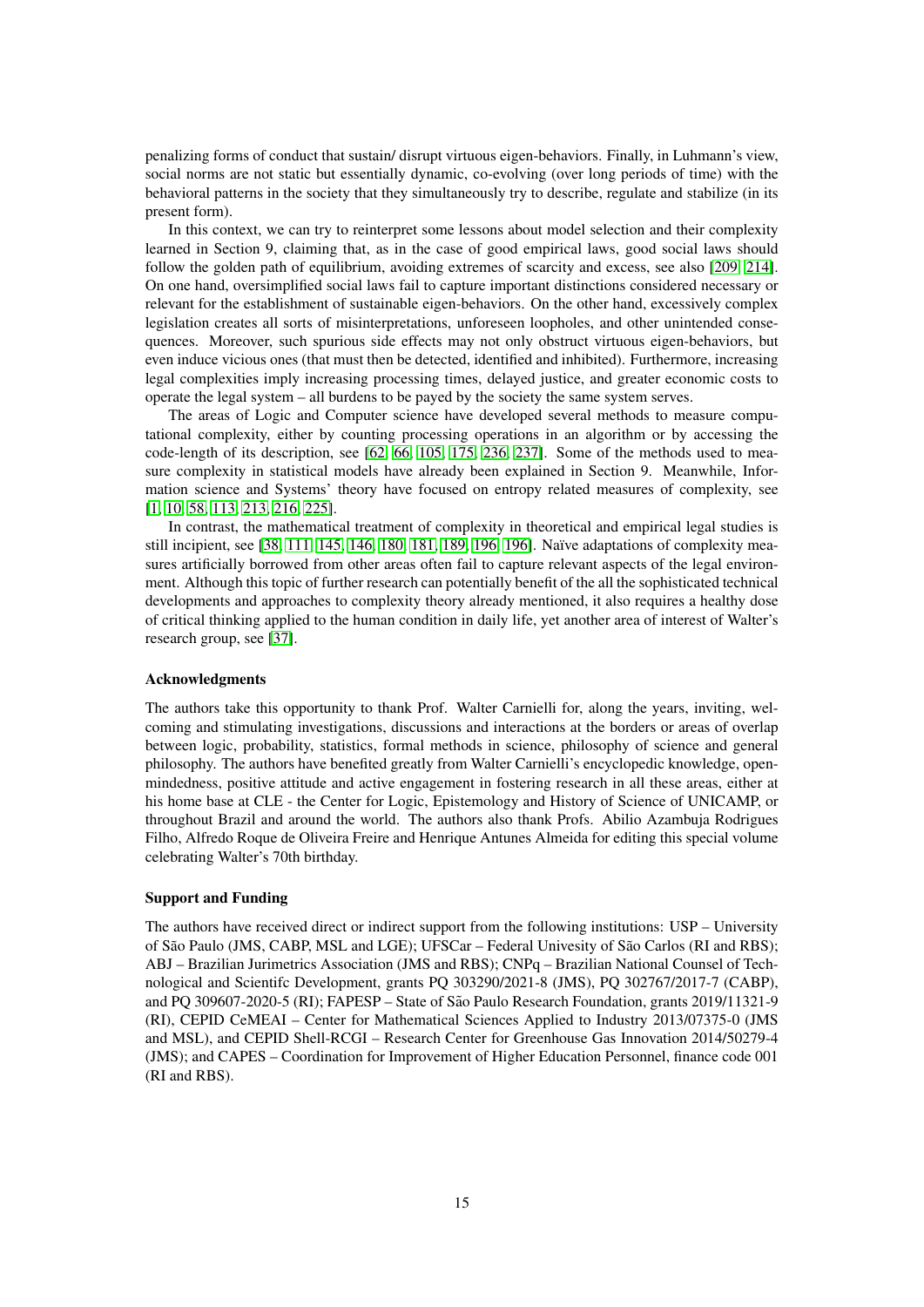penalizing forms of conduct that sustain/ disrupt virtuous eigen-behaviors. Finally, in Luhmann's view, social norms are not static but essentially dynamic, co-evolving (over long periods of time) with the behavioral patterns in the society that they simultaneously try to describe, regulate and stabilize (in its present form).

In this context, we can try to reinterpret some lessons about model selection and their complexity learned in Section 9, claiming that, as in the case of good empirical laws, good social laws should follow the golden path of equilibrium, avoiding extremes of scarcity and excess, see also [209, 214]. On one hand, oversimplified social laws fail to capture important distinctions considered necessary or relevant for the establishment of sustainable eigen-behaviors. On the other hand, excessively complex legislation creates all sorts of misinterpretations, unforeseen loopholes, and other unintended consequences. Moreover, such spurious side effects may not only obstruct virtuous eigen-behaviors, but even induce vicious ones (that must then be detected, identified and inhibited). Furthermore, increasing legal complexities imply increasing processing times, delayed justice, and greater economic costs to operate the legal system – all burdens to be payed by the society the same system serves.

The areas of Logic and Computer science have developed several methods to measure computational complexity, either by counting processing operations in an algorithm or by accessing the code-length of its description, see [62, 66, 105, 175, 236, 237]. Some of the methods used to measure complexity in statistical models have already been explained in Section 9. Meanwhile, Information science and Systems' theory have focused on entropy related measures of complexity, see [1, 10, 58, 113, 213, 216, 225].

In contrast, the mathematical treatment of complexity in theoretical and empirical legal studies is still incipient, see [38, 111, 145, 146, 180, 181, 189, 196, 196]. Naïve adaptations of complexity measures artificially borrowed from other areas often fail to capture relevant aspects of the legal environment. Although this topic of further research can potentially benefit of the all the sophisticated technical developments and approaches to complexity theory already mentioned, it also requires a healthy dose of critical thinking applied to the human condition in daily life, yet another area of interest of Walter's research group, see [37].

### Acknowledgments

The authors take this opportunity to thank Prof. Walter Carnielli for, along the years, inviting, welcoming and stimulating investigations, discussions and interactions at the borders or areas of overlap between logic, probability, statistics, formal methods in science, philosophy of science and general philosophy. The authors have benefited greatly from Walter Carnielli's encyclopedic knowledge, openmindedness, positive attitude and active engagement in fostering research in all these areas, either at his home base at CLE - the Center for Logic, Epistemology and History of Science of UNICAMP, or throughout Brazil and around the world. The authors also thank Profs. Abilio Azambuja Rodrigues Filho, Alfredo Roque de Oliveira Freire and Henrique Antunes Almeida for editing this special volume celebrating Walter's 70th birthday.

### Support and Funding

The authors have received direct or indirect support from the following institutions: USP – University of São Paulo (JMS, CABP, MSL and LGE); UFSCar – Federal Univesity of São Carlos (RI and RBS); ABJ – Brazilian Jurimetrics Association (JMS and RBS); CNPq – Brazilian National Counsel of Technological and Scientifc Development, grants PQ 303290/2021-8 (JMS), PQ 302767/2017-7 (CABP), and PQ 309607-2020-5 (RI); FAPESP – State of São Paulo Research Foundation, grants 2019/11321-9 (RI), CEPID CeMEAI – Center for Mathematical Sciences Applied to Industry 2013/07375-0 (JMS and MSL), and CEPID Shell-RCGI – Research Center for Greenhouse Gas Innovation 2014/50279-4 (JMS); and CAPES – Coordination for Improvement of Higher Education Personnel, finance code 001 (RI and RBS).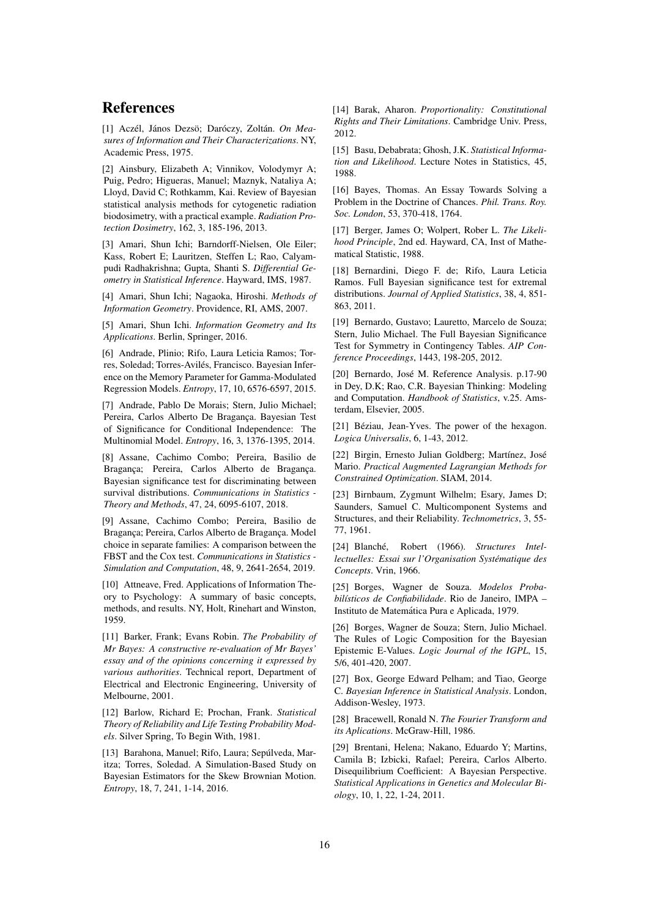# References

[1] Aczél, János Dezsö; Daróczy, Zoltán. *On Measures of Information and Their Characterizations*. NY, Academic Press, 1975.

[2] Ainsbury, Elizabeth A; Vinnikov, Volodymyr A; Puig, Pedro; Higueras, Manuel; Maznyk, Nataliya A; Lloyd, David C; Rothkamm, Kai. Review of Bayesian statistical analysis methods for cytogenetic radiation biodosimetry, with a practical example. *Radiation Protection Dosimetry*, 162, 3, 185-196, 2013.

[3] Amari, Shun Ichi; Barndorff-Nielsen, Ole Eiler; Kass, Robert E; Lauritzen, Steffen L; Rao, Calyampudi Radhakrishna; Gupta, Shanti S. *Differential Geometry in Statistical Inference*. Hayward, IMS, 1987.

[4] Amari, Shun Ichi; Nagaoka, Hiroshi. *Methods of Information Geometry*. Providence, RI, AMS, 2007.

[5] Amari, Shun Ichi. *Information Geometry and Its Applications*. Berlin, Springer, 2016.

[6] Andrade, Plinio; Rifo, Laura Leticia Ramos; Torres, Soledad; Torres-Avilés, Francisco. Bayesian Inference on the Memory Parameter for Gamma-Modulated Regression Models. *Entropy*, 17, 10, 6576-6597, 2015.

[7] Andrade, Pablo De Morais; Stern, Julio Michael; Pereira, Carlos Alberto De Bragança. Bayesian Test of Significance for Conditional Independence: The Multinomial Model. *Entropy*, 16, 3, 1376-1395, 2014.

[8] Assane, Cachimo Combo; Pereira, Basilio de Bragança; Pereira, Carlos Alberto de Bragança. Bayesian significance test for discriminating between survival distributions. *Communications in Statistics - Theory and Methods*, 47, 24, 6095-6107, 2018.

[9] Assane, Cachimo Combo; Pereira, Basilio de Bragança; Pereira, Carlos Alberto de Bragança. Model choice in separate families: A comparison between the FBST and the Cox test. *Communications in Statistics - Simulation and Computation*, 48, 9, 2641-2654, 2019.

[10] Attneave, Fred. Applications of Information Theory to Psychology: A summary of basic concepts, methods, and results. NY, Holt, Rinehart and Winston, 1959.

[11] Barker, Frank; Evans Robin. *The Probability of Mr Bayes: A constructive re-evaluation of Mr Bayes' essay and of the opinions concerning it expressed by various authorities*. Technical report, Department of Electrical and Electronic Engineering, University of Melbourne, 2001.

[12] Barlow, Richard E; Prochan, Frank. *Statistical Theory of Reliability and Life Testing Probability Models*. Silver Spring, To Begin With, 1981.

[13] Barahona, Manuel; Rifo, Laura; Sepúlveda, Maritza; Torres, Soledad. A Simulation-Based Study on Bayesian Estimators for the Skew Brownian Motion. *Entropy*, 18, 7, 241, 1-14, 2016.

[14] Barak, Aharon. *Proportionality: Constitutional Rights and Their Limitations*. Cambridge Univ. Press, 2012.

[15] Basu, Debabrata; Ghosh, J.K. *Statistical Information and Likelihood*. Lecture Notes in Statistics, 45, 1988.

[16] Bayes, Thomas. An Essay Towards Solving a Problem in the Doctrine of Chances. *Phil. Trans. Roy. Soc. London*, 53, 370-418, 1764.

[17] Berger, James O; Wolpert, Rober L. *The Likelihood Principle*, 2nd ed. Hayward, CA, Inst of Mathematical Statistic, 1988.

[18] Bernardini, Diego F. de; Rifo, Laura Leticia Ramos. Full Bayesian significance test for extremal distributions. *Journal of Applied Statistics*, 38, 4, 851-863, 2011.

[19] Bernardo, Gustavo; Lauretto, Marcelo de Souza; Stern, Julio Michael. The Full Bayesian Significance Test for Symmetry in Contingency Tables. *AIP Conference Proceedings*, 1443, 198-205, 2012.

[20] Bernardo, José M. Reference Analysis. p.17-90 in Dey, D.K; Rao, C.R. Bayesian Thinking: Modeling and Computation. *Handbook of Statistics*, v.25. Amsterdam, Elsevier, 2005.

[21] Béziau, Jean-Yves. The power of the hexagon. *Logica Universalis*, 6, 1-43, 2012.

[22] Birgin, Ernesto Julian Goldberg; Martínez, José Mario. *Practical Augmented Lagrangian Methods for Constrained Optimization*. SIAM, 2014.

[23] Birnbaum, Zygmunt Wilhelm; Esary, James D; Saunders, Samuel C. Multicomponent Systems and Structures, and their Reliability. *Technometrics*, 3, 55-77, 1961.

[24] Blanché, Robert (1966). *Structures Intellectuelles: Essai sur l'Organisation Systématique des Concepts*. Vrin, 1966.

[25] Borges, Wagner de Souza. *Modelos Probabilísticos de Confiabilidade*. Rio de Janeiro, IMPA – Instituto de Matemática Pura e Aplicada, 1979.

[26] Borges, Wagner de Souza; Stern, Julio Michael. The Rules of Logic Composition for the Bayesian Epistemic E-Values. *Logic Journal of the IGPL*, 15, 5/6, 401-420, 2007.

[27] Box, George Edward Pelham; and Tiao, George C. *Bayesian Inference in Statistical Analysis*. London, Addison-Wesley, 1973.

[28] Bracewell, Ronald N. *The Fourier Transform and its Aplications*. McGraw-Hill, 1986.

[29] Brentani, Helena; Nakano, Eduardo Y; Martins, Camila B; Izbicki, Rafael; Pereira, Carlos Alberto. Disequilibrium Coefficient: A Bayesian Perspective. *Statistical Applications in Genetics and Molecular Biology*, 10, 1, 22, 1-24, 2011.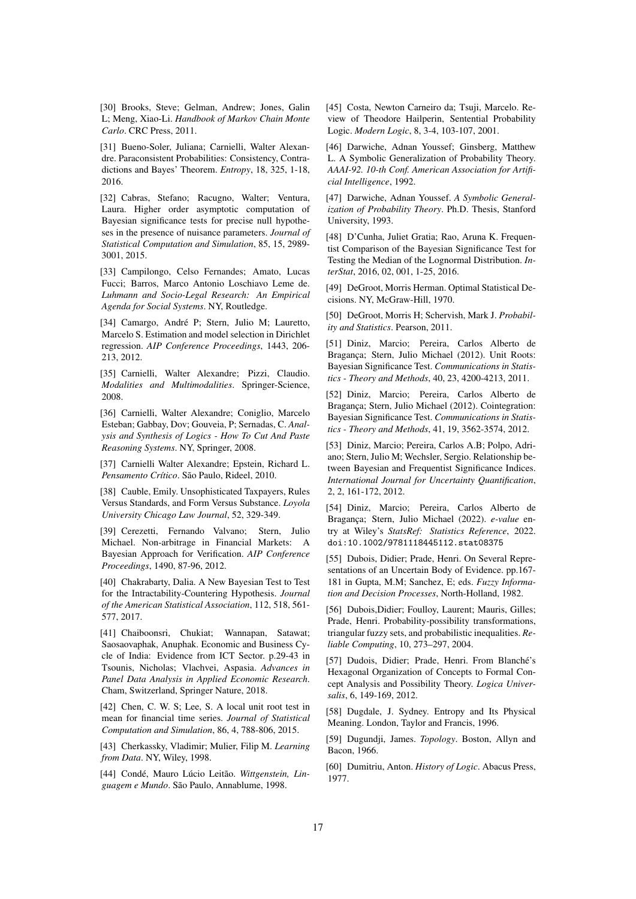[30] Brooks, Steve; Gelman, Andrew; Jones, Galin L; Meng, Xiao-Li. *Handbook of Markov Chain Monte Carlo*. CRC Press, 2011.

[31] Bueno-Soler, Juliana; Carnielli, Walter Alexandre. Paraconsistent Probabilities: Consistency, Contradictions and Bayes' Theorem. *Entropy*, 18, 325, 1-18, 2016.

[32] Cabras, Stefano; Racugno, Walter; Ventura, Laura. Higher order asymptotic computation of Bayesian significance tests for precise null hypotheses in the presence of nuisance parameters. *Journal of Statistical Computation and Simulation*, 85, 15, 2989-3001, 2015.

[33] Campilongo, Celso Fernandes; Amato, Lucas Fucci; Barros, Marco Antonio Loschiavo Leme de. *Luhmann and Socio-Legal Research: An Empirical Agenda for Social Systems*. NY, Routledge.

[34] Camargo, André P; Stern, Julio M; Lauretto, Marcelo S. Estimation and model selection in Dirichlet regression. *AIP Conference Proceedings*, 1443, 206-213, 2012.

[35] Carnielli, Walter Alexandre; Pizzi, Claudio. *Modalities and Multimodalities*. Springer-Science, 2008.

[36] Carnielli, Walter Alexandre; Coniglio, Marcelo Esteban; Gabbay, Dov; Gouveia, P; Sernadas, C. *Analysis and Synthesis of Logics - How To Cut And Paste Reasoning Systems*. NY, Springer, 2008.

[37] Carnielli Walter Alexandre; Epstein, Richard L. *Pensamento Crítico*. São Paulo, Rideel, 2010.

[38] Cauble, Emily. Unsophisticated Taxpayers, Rules Versus Standards, and Form Versus Substance. *Loyola University Chicago Law Journal*, 52, 329-349.

[39] Cerezetti, Fernando Valvano; Stern, Julio Michael. Non-arbitrage in Financial Markets: A Bayesian Approach for Verification. *AIP Conference Proceedings*, 1490, 87-96, 2012.

[40] Chakrabarty, Dalia. A New Bayesian Test to Test for the Intractability-Countering Hypothesis. *Journal of the American Statistical Association*, 112, 518, 561-577, 2017.

[41] Chaiboonsri, Chukiat; Wannapan, Satawat; Saosaovaphak, Anuphak. Economic and Business Cycle of India: Evidence from ICT Sector. p.29-43 in Tsounis, Nicholas; Vlachvei, Aspasia. *Advances in Panel Data Analysis in Applied Economic Research*. Cham, Switzerland, Springer Nature, 2018.

[42] Chen, C. W. S; Lee, S. A local unit root test in mean for financial time series. *Journal of Statistical Computation and Simulation*, 86, 4, 788-806, 2015.

[43] Cherkassky, Vladimir; Mulier, Filip M. *Learning from Data*. NY, Wiley, 1998.

[44] Condé, Mauro Lúcio Leitão. *Wittgenstein, Linguagem e Mundo*. São Paulo, Annablume, 1998.

[45] Costa, Newton Carneiro da; Tsuji, Marcelo. Review of Theodore Hailperin, Sentential Probability Logic. *Modern Logic*, 8, 3-4, 103-107, 2001.

[46] Darwiche, Adnan Youssef; Ginsberg, Matthew L. A Symbolic Generalization of Probability Theory. *AAAI-92. 10-th Conf. American Association for Artificial Intelligence*, 1992.

[47] Darwiche, Adnan Youssef. *A Symbolic Generalization of Probability Theory*. Ph.D. Thesis, Stanford University, 1993.

[48] D'Cunha, Juliet Gratia; Rao, Aruna K. Frequentist Comparison of the Bayesian Significance Test for Testing the Median of the Lognormal Distribution. *InterStat*, 2016, 02, 001, 1-25, 2016.

[49] DeGroot, Morris Herman. Optimal Statistical Decisions. NY, McGraw-Hill, 1970.

[50] DeGroot, Morris H; Schervish, Mark J. *Probability and Statistics*. Pearson, 2011.

[51] Diniz, Marcio; Pereira, Carlos Alberto de Bragança; Stern, Julio Michael (2012). Unit Roots: Bayesian Significance Test. *Communications in Statistics - Theory and Methods*, 40, 23, 4200-4213, 2011.

[52] Diniz, Marcio; Pereira, Carlos Alberto de Bragança; Stern, Julio Michael (2012). Cointegration: Bayesian Significance Test. *Communications in Statistics - Theory and Methods*, 41, 19, 3562-3574, 2012.

[53] Diniz, Marcio; Pereira, Carlos A.B; Polpo, Adriano; Stern, Julio M; Wechsler, Sergio. Relationship between Bayesian and Frequentist Significance Indices. *International Journal for Uncertainty Quantification*, 2, 2, 161-172, 2012.

[54] Diniz, Marcio; Pereira, Carlos Alberto de Bragança; Stern, Julio Michael (2022). *e-value* entry at Wiley's *StatsRef: Statistics Reference*, 2022. doi:10.1002/9781118445112.stat08375

[55] Dubois, Didier; Prade, Henri. On Several Representations of an Uncertain Body of Evidence. pp.167-181 in Gupta, M.M; Sanchez, E; eds. *Fuzzy Information and Decision Processes*, North-Holland, 1982.

[56] Dubois,Didier; Foulloy, Laurent; Mauris, Gilles; Prade, Henri. Probability-possibility transformations, triangular fuzzy sets, and probabilistic inequalities. *Reliable Computing*, 10, 273–297, 2004.

[57] Dudois, Didier; Prade, Henri. From Blanché's Hexagonal Organization of Concepts to Formal Concept Analysis and Possibility Theory. *Logica Universalis*, 6, 149-169, 2012.

[58] Dugdale, J. Sydney. Entropy and Its Physical Meaning. London, Taylor and Francis, 1996.

[59] Dugundji, James. *Topology*. Boston, Allyn and Bacon, 1966.

[60] Dumitriu, Anton. *History of Logic*. Abacus Press, 1977.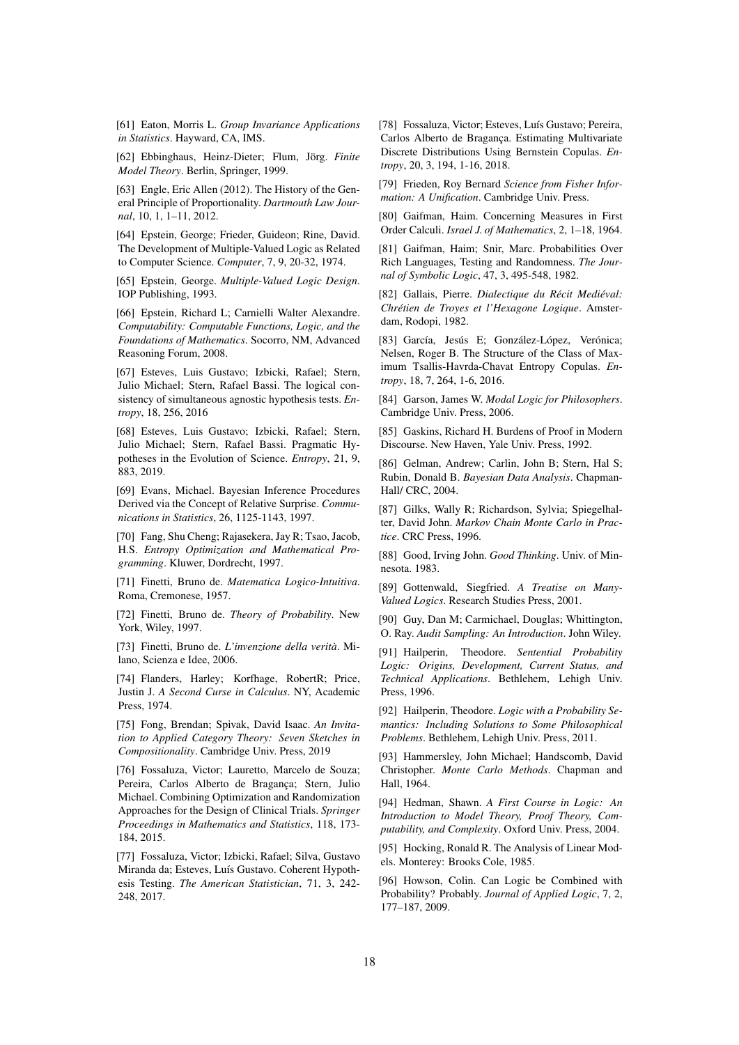[61] Eaton, Morris L. *Group Invariance Applications in Statistics*. Hayward, CA, IMS.

[62] Ebbinghaus, Heinz-Dieter; Flum, Jörg. *Finite Model Theory*. Berlin, Springer, 1999.

[63] Engle, Eric Allen (2012). The History of the General Principle of Proportionality. *Dartmouth Law Journal*, 10, 1, 1–11, 2012.

[64] Epstein, George; Frieder, Guideon; Rine, David. The Development of Multiple-Valued Logic as Related to Computer Science. *Computer*, 7, 9, 20-32, 1974.

[65] Epstein, George. *Multiple-Valued Logic Design*. IOP Publishing, 1993.

[66] Epstein, Richard L; Carnielli Walter Alexandre. *Computability: Computable Functions, Logic, and the Foundations of Mathematics*. Socorro, NM, Advanced Reasoning Forum, 2008.

[67] Esteves, Luis Gustavo; Izbicki, Rafael; Stern, Julio Michael; Stern, Rafael Bassi. The logical consistency of simultaneous agnostic hypothesis tests. *Entropy*, 18, 256, 2016

[68] Esteves, Luis Gustavo; Izbicki, Rafael; Stern, Julio Michael; Stern, Rafael Bassi. Pragmatic Hypotheses in the Evolution of Science. *Entropy*, 21, 9, 883, 2019.

[69] Evans, Michael. Bayesian Inference Procedures Derived via the Concept of Relative Surprise. *Communications in Statistics*, 26, 1125-1143, 1997.

[70] Fang, Shu Cheng; Rajasekera, Jay R; Tsao, Jacob, H.S. *Entropy Optimization and Mathematical Programming*. Kluwer, Dordrecht, 1997.

[71] Finetti, Bruno de. *Matematica Logico-Intuitiva*. Roma, Cremonese, 1957.

[72] Finetti, Bruno de. *Theory of Probability*. New York, Wiley, 1997.

[73] Finetti, Bruno de. *L'invenzione della verità*. Milano, Scienza e Idee, 2006.

[74] Flanders, Harley; Korfhage, RobertR; Price, Justin J. *A Second Curse in Calculus*. NY, Academic Press, 1974.

[75] Fong, Brendan; Spivak, David Isaac. *An Invitation to Applied Category Theory: Seven Sketches in Compositionality*. Cambridge Univ. Press, 2019

[76] Fossaluza, Victor; Lauretto, Marcelo de Souza; Pereira, Carlos Alberto de Bragança; Stern, Julio Michael. Combining Optimization and Randomization Approaches for the Design of Clinical Trials. *Springer Proceedings in Mathematics and Statistics*, 118, 173-184, 2015.

[77] Fossaluza, Victor; Izbicki, Rafael; Silva, Gustavo Miranda da; Esteves, Luís Gustavo. Coherent Hypothesis Testing. *The American Statistician*, 71, 3, 242-248, 2017.

[78] Fossaluza, Victor; Esteves, Luís Gustavo; Pereira, Carlos Alberto de Bragança. Estimating Multivariate Discrete Distributions Using Bernstein Copulas. *Entropy*, 20, 3, 194, 1-16, 2018.

[79] Frieden, Roy Bernard *Science from Fisher Information: A Unification*. Cambridge Univ. Press.

[80] Gaifman, Haim. Concerning Measures in First Order Calculi. *Israel J. of Mathematics*, 2, 1–18, 1964.

[81] Gaifman, Haim; Snir, Marc. Probabilities Over Rich Languages, Testing and Randomness. *The Journal of Symbolic Logic*, 47, 3, 495-548, 1982.

[82] Gallais, Pierre. *Dialectique du Récit Mediéval: Chrétien de Troyes et l'Hexagone Logique*. Amsterdam, Rodopi, 1982.

[83] García, Jesús E; González-López, Verónica; Nelsen, Roger B. The Structure of the Class of Maximum Tsallis-Havrda-Chavat Entropy Copulas. *Entropy*, 18, 7, 264, 1-6, 2016.

[84] Garson, James W. *Modal Logic for Philosophers*. Cambridge Univ. Press, 2006.

[85] Gaskins, Richard H. Burdens of Proof in Modern Discourse. New Haven, Yale Univ. Press, 1992.

[86] Gelman, Andrew; Carlin, John B; Stern, Hal S; Rubin, Donald B. *Bayesian Data Analysis*. Chapman-Hall/ CRC, 2004.

[87] Gilks, Wally R; Richardson, Sylvia; Spiegelhalter, David John. *Markov Chain Monte Carlo in Practice*. CRC Press, 1996.

[88] Good, Irving John. *Good Thinking*. Univ. of Minnesota. 1983.

[89] Gottenwald, Siegfried. *A Treatise on Many-Valued Logics*. Research Studies Press, 2001.

[90] Guy, Dan M; Carmichael, Douglas; Whittington, O. Ray. *Audit Sampling: An Introduction*. John Wiley.

[91] Hailperin, Theodore. *Sentential Probability Logic: Origins, Development, Current Status, and Technical Applications*. Bethlehem, Lehigh Univ. Press, 1996.

[92] Hailperin, Theodore. *Logic with a Probability Semantics: Including Solutions to Some Philosophical Problems*. Bethlehem, Lehigh Univ. Press, 2011.

[93] Hammersley, John Michael; Handscomb, David Christopher. *Monte Carlo Methods*. Chapman and Hall, 1964.

[94] Hedman, Shawn. *A First Course in Logic: An Introduction to Model Theory, Proof Theory, Computability, and Complexity*. Oxford Univ. Press, 2004.

[95] Hocking, Ronald R. The Analysis of Linear Models. Monterey: Brooks Cole, 1985.

[96] Howson, Colin. Can Logic be Combined with Probability? Probably. *Journal of Applied Logic*, 7, 2, 177–187, 2009.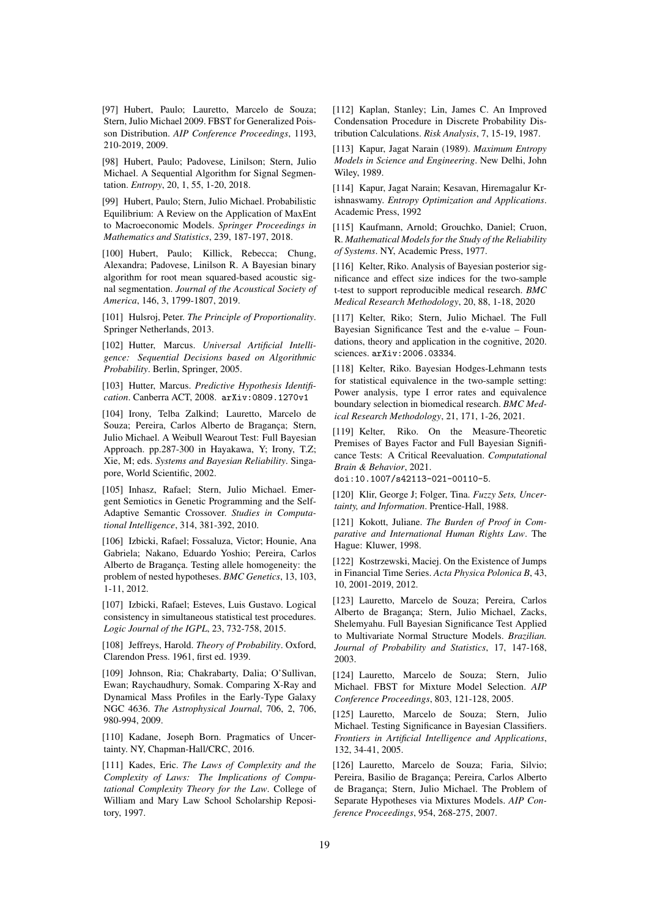[97] Hubert, Paulo; Lauretto, Marcelo de Souza; Stern, Julio Michael 2009. FBST for Generalized Poisson Distribution. *AIP Conference Proceedings*, 1193, 210-2019, 2009.

[98] Hubert, Paulo; Padovese, Linilson; Stern, Julio Michael. A Sequential Algorithm for Signal Segmentation. *Entropy*, 20, 1, 55, 1-20, 2018.

[99] Hubert, Paulo; Stern, Julio Michael. Probabilistic Equilibrium: A Review on the Application of MaxEnt to Macroeconomic Models. *Springer Proceedings in Mathematics and Statistics*, 239, 187-197, 2018.

[100] Hubert, Paulo; Killick, Rebecca; Chung, Alexandra; Padovese, Linilson R. A Bayesian binary algorithm for root mean squared-based acoustic signal segmentation. *Journal of the Acoustical Society of America*, 146, 3, 1799-1807, 2019.

[101] Hulsroj, Peter. *The Principle of Proportionality*. Springer Netherlands, 2013.

[102] Hutter, Marcus. *Universal Artificial Intelligence: Sequential Decisions based on Algorithmic Probability*. Berlin, Springer, 2005.

[103] Hutter, Marcus. *Predictive Hypothesis Identification*. Canberra ACT, 2008. `arXiv:0809.1270v1`

[104] Irony, Telba Zalkind; Lauretto, Marcelo de Souza; Pereira, Carlos Alberto de Bragança; Stern, Julio Michael. A Weibull Wearout Test: Full Bayesian Approach. pp.287-300 in Hayakawa, Y; Irony, T.Z; Xie, M; eds. *Systems and Bayesian Reliability*. Singapore, World Scientific, 2002.

[105] Inhasz, Rafael; Stern, Julio Michael. Emergent Semiotics in Genetic Programming and the Self-Adaptive Semantic Crossover. *Studies in Computational Intelligence*, 314, 381-392, 2010.

[106] Izbicki, Rafael; Fossaluza, Victor; Hounie, Ana Gabriela; Nakano, Eduardo Yoshio; Pereira, Carlos Alberto de Bragança. Testing allele homogeneity: the problem of nested hypotheses. *BMC Genetics*, 13, 103, 1-11, 2012.

[107] Izbicki, Rafael; Esteves, Luis Gustavo. Logical consistency in simultaneous statistical test procedures. *Logic Journal of the IGPL*, 23, 732-758, 2015.

[108] Jeffreys, Harold. *Theory of Probability*. Oxford, Clarendon Press. 1961, first ed. 1939.

[109] Johnson, Ria; Chakrabarty, Dalia; O'Sullivan, Ewan; Raychaudhury, Somak. Comparing X-Ray and Dynamical Mass Profiles in the Early-Type Galaxy NGC 4636. *The Astrophysical Journal*, 706, 2, 706, 980-994, 2009.

[110] Kadane, Joseph Born. Pragmatics of Uncertainty. NY, Chapman-Hall/CRC, 2016.

[111] Kades, Eric. *The Laws of Complexity and the Complexity of Laws: The Implications of Computational Complexity Theory for the Law*. College of William and Mary Law School Scholarship Repository, 1997.

[112] Kaplan, Stanley; Lin, James C. An Improved Condensation Procedure in Discrete Probability Distribution Calculations. *Risk Analysis*, 7, 15-19, 1987.

[113] Kapur, Jagat Narain (1989). *Maximum Entropy Models in Science and Engineering*. New Delhi, John Wiley, 1989.

[114] Kapur, Jagat Narain; Kesavan, Hiremagalur Krishnaswamy. *Entropy Optimization and Applications*. Academic Press, 1992

[115] Kaufmann, Arnold; Grouchko, Daniel; Cruon, R. *Mathematical Models for the Study of the Reliability of Systems*. NY, Academic Press, 1977.

[116] Kelter, Riko. Analysis of Bayesian posterior significance and effect size indices for the two-sample t-test to support reproducible medical research. *BMC Medical Research Methodology*, 20, 88, 1-18, 2020

[117] Kelter, Riko; Stern, Julio Michael. The Full Bayesian Significance Test and the e-value – Foundations, theory and application in the cognitive, 2020. sciences. `arXiv:2006.03334`.

[118] Kelter, Riko. Bayesian Hodges-Lehmann tests for statistical equivalence in the two-sample setting: Power analysis, type I error rates and equivalence boundary selection in biomedical research. *BMC Medical Research Methodology*, 21, 171, 1-26, 2021.

[119] Kelter, Riko. On the Measure-Theoretic Premises of Bayes Factor and Full Bayesian Significance Tests: A Critical Reevaluation. *Computational Brain & Behavior*, 2021. `doi:10.1007/s42113-021-00110-5`.

[120] Klir, George J; Folger, Tina. *Fuzzy Sets, Uncertainty, and Information*. Prentice-Hall, 1988.

[121] Kokott, Juliane. *The Burden of Proof in Comparative and International Human Rights Law*. The Hague: Kluwer, 1998.

[122] Kostrzewski, Maciej. On the Existence of Jumps in Financial Time Series. *Acta Physica Polonica B*, 43, 10, 2001-2019, 2012.

[123] Lauretto, Marcelo de Souza; Pereira, Carlos Alberto de Bragança; Stern, Julio Michael, Zacks, Shelemyahu. Full Bayesian Significance Test Applied to Multivariate Normal Structure Models. *Brazilian. Journal of Probability and Statistics*, 17, 147-168, 2003.

[124] Lauretto, Marcelo de Souza; Stern, Julio Michael. FBST for Mixture Model Selection. *AIP Conference Proceedings*, 803, 121-128, 2005.

[125] Lauretto, Marcelo de Souza; Stern, Julio Michael. Testing Significance in Bayesian Classifiers. *Frontiers in Artificial Intelligence and Applications*, 132, 34-41, 2005.

[126] Lauretto, Marcelo de Souza; Faria, Silvio; Pereira, Basilio de Bragança; Pereira, Carlos Alberto de Bragança; Stern, Julio Michael. The Problem of Separate Hypotheses via Mixtures Models. *AIP Conference Proceedings*, 954, 268-275, 2007.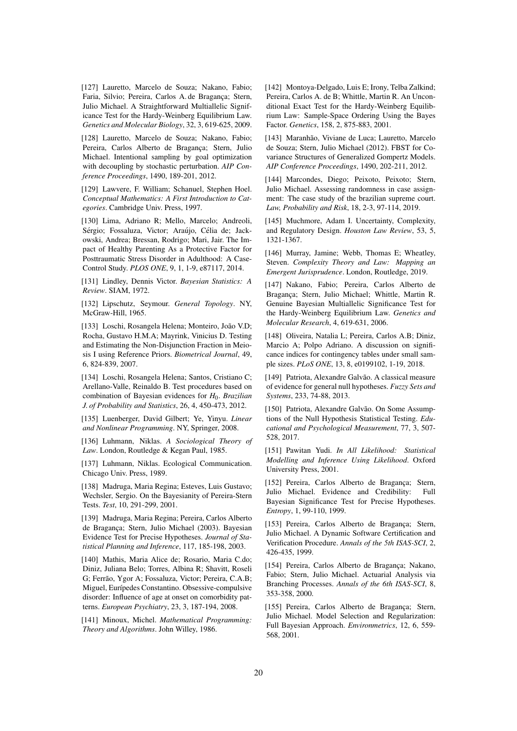[127] Lauretto, Marcelo de Souza; Nakano, Fabio; Faria, Silvio; Pereira, Carlos A. de Bragança; Stern, Julio Michael. A Straightforward Multiallelic Significance Test for the Hardy-Weinberg Equilibrium Law. *Genetics and Molecular Biology*, 32, 3, 619-625, 2009.

[128] Lauretto, Marcelo de Souza; Nakano, Fabio; Pereira, Carlos Alberto de Bragança; Stern, Julio Michael. Intentional sampling by goal optimization with decoupling by stochastic perturbation. *AIP Conference Proceedings*, 1490, 189-201, 2012.

[129] Lawvere, F. William; Schanuel, Stephen Hoel. *Conceptual Mathematics: A First Introduction to Categories*. Cambridge Univ. Press, 1997.

[130] Lima, Adriano R; Mello, Marcelo; Andreoli, Sérgio; Fossaluza, Victor; Araújo, Célia de; Jackowski, Andrea; Bressan, Rodrigo; Mari, Jair. The Impact of Healthy Parenting As a Protective Factor for Posttraumatic Stress Disorder in Adulthood: A Case-Control Study. *PLOS ONE*, 9, 1, 1-9, e87117, 2014.

[131] Lindley, Dennis Victor. *Bayesian Statistics: A Review*. SIAM, 1972.

[132] Lipschutz, Seymour. *General Topology*. NY, McGraw-Hill, 1965.

[133] Loschi, Rosangela Helena; Monteiro, João V.D; Rocha, Gustavo H.M.A; Mayrink, Vinicius D. Testing and Estimating the Non-Disjunction Fraction in Meiosis I using Reference Priors. *Biometrical Journal*, 49, 6, 824-839, 2007.

[134] Loschi, Rosangela Helena; Santos, Cristiano C; Arellano-Valle, Reinaldo B. Test procedures based on combination of Bayesian evidences for $H_0$. *Brazilian J. of Probability and Statistics*, 26, 4, 450-473, 2012.

[135] Luenberger, David Gilbert; Ye, Yinyu. *Linear and Nonlinear Programming*. NY, Springer, 2008.

[136] Luhmann, Niklas. *A Sociological Theory of Law*. London, Routledge & Kegan Paul, 1985.

[137] Luhmann, Niklas. Ecological Communication. Chicago Univ. Press, 1989.

[138] Madruga, Maria Regina; Esteves, Luis Gustavo; Wechsler, Sergio. On the Bayesianity of Pereira-Stern Tests. *Test*, 10, 291-299, 2001.

[139] Madruga, Maria Regina; Pereira, Carlos Alberto de Bragança; Stern, Julio Michael (2003). Bayesian Evidence Test for Precise Hypotheses. *Journal of Statistical Planning and Inference*, 117, 185-198, 2003.

[140] Mathis, Maria Alice de; Rosario, Maria C.do; Diniz, Juliana Belo; Torres, Albina R; Shavitt, Roseli G; Ferrão, Ygor A; Fossaluza, Victor; Pereira, C.A.B; Miguel, Eurípedes Constantino. Obsessive-compulsive disorder: Influence of age at onset on comorbidity patterns. *European Psychiatry*, 23, 3, 187-194, 2008.

[141] Minoux, Michel. *Mathematical Programming: Theory and Algorithms*. John Willey, 1986.

[142] Montoya-Delgado, Luis E; Irony, Telba Zalkind; Pereira, Carlos A. de B; Whittle, Martin R. An Unconditional Exact Test for the Hardy-Weinberg Equilibrium Law: Sample-Space Ordering Using the Bayes Factor. *Genetics*, 158, 2, 875-883, 2001.

[143] Maranhão, Viviane de Luca; Lauretto, Marcelo de Souza; Stern, Julio Michael (2012). FBST for Covariance Structures of Generalized Gompertz Models. *AIP Conference Proceedings*, 1490, 202-211, 2012.

[144] Marcondes, Diego; Peixoto, Peixoto; Stern, Julio Michael. Assessing randomness in case assignment: The case study of the brazilian supreme court. *Law, Probability and Risk*, 18, 2-3, 97-114, 2019.

[145] Muchmore, Adam I. Uncertainty, Complexity, and Regulatory Design. *Houston Law Review*, 53, 5, 1321-1367.

[146] Murray, Jamine; Webb, Thomas E; Wheatley, Steven. *Complexity Theory and Law: Mapping an Emergent Jurisprudence*. London, Routledge, 2019.

[147] Nakano, Fabio; Pereira, Carlos Alberto de Bragança; Stern, Julio Michael; Whittle, Martin R. Genuine Bayesian Multiallelic Significance Test for the Hardy-Weinberg Equilibrium Law. *Genetics and Molecular Research*, 4, 619-631, 2006.

[148] Oliveira, Natalia L; Pereira, Carlos A.B; Diniz, Marcio A; Polpo Adriano. A discussion on significance indices for contingency tables under small sample sizes. *PLoS ONE*, 13, 8, e0199102, 1-19, 2018.

[149] Patriota, Alexandre Galvão. A classical measure of evidence for general null hypotheses. *Fuzzy Sets and Systems*, 233, 74-88, 2013.

[150] Patriota, Alexandre Galvão. On Some Assumptions of the Null Hypothesis Statistical Testing. *Educational and Psychological Measurement*, 77, 3, 507-528, 2017.

[151] Pawitan Yudi. *In All Likelihood: Statistical Modelling and Inference Using Likelihood*. Oxford University Press, 2001.

[152] Pereira, Carlos Alberto de Bragança; Stern, Julio Michael. Evidence and Credibility: Full Bayesian Significance Test for Precise Hypotheses. *Entropy*, 1, 99-110, 1999.

[153] Pereira, Carlos Alberto de Bragança; Stern, Julio Michael. A Dynamic Software Certification and Verification Procedure. *Annals of the 5th ISAS-SCI*, 2, 426-435, 1999.

[154] Pereira, Carlos Alberto de Bragança; Nakano, Fabio; Stern, Julio Michael. Actuarial Analysis via Branching Processes. *Annals of the 6th ISAS-SCI*, 8, 353-358, 2000.

[155] Pereira, Carlos Alberto de Bragança; Stern, Julio Michael. Model Selection and Regularization: Full Bayesian Approach. *Environmetrics*, 12, 6, 559-568, 2001.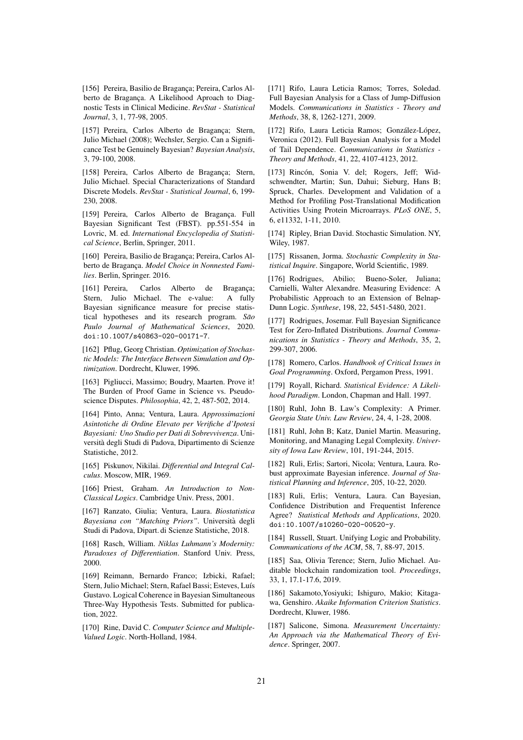[156] Pereira, Basilio de Bragança; Pereira, Carlos Alberto de Bragança. A Likelihood Aproach to Diagnostic Tests in Clinical Medicine. *RevStat - Statistical Journal*, 3, 1, 77-98, 2005.

[157] Pereira, Carlos Alberto de Bragança; Stern, Julio Michael (2008); Wechsler, Sergio. Can a Significance Test be Genuinely Bayesian? *Bayesian Analysis*, 3, 79-100, 2008.

[158] Pereira, Carlos Alberto de Bragança; Stern, Julio Michael. Special Characterizations of Standard Discrete Models. *RevStat - Statistical Journal*, 6, 199-230, 2008.

[159] Pereira, Carlos Alberto de Bragança. Full Bayesian Significant Test (FBST). pp.551-554 in Lovric, M. ed. *International Encyclopedia of Statistical Science*, Berlin, Springer, 2011.

[160] Pereira, Basilio de Bragança; Pereira, Carlos Alberto de Bragança. *Model Choice in Nonnested Families*. Berlin, Springer. 2016.

[161] Pereira, Carlos Alberto de Bragança; Stern, Julio Michael. The e-value: A fully Bayesian significance measure for precise statistical hypotheses and its research program. *São Paulo Journal of Mathematical Sciences*, 2020. doi:10.1007/s40863-020-00171-7.

[162] Pflug, Georg Christian. *Optimization of Stochastic Models: The Interface Between Simulation and Optimization*. Dordrecht, Kluwer, 1996.

[163] Pigliucci, Massimo; Boudry, Maarten. Prove it! The Burden of Proof Game in Science vs. Pseudoscience Disputes. *Philosophia*, 42, 2, 487-502, 2014.

[164] Pinto, Anna; Ventura, Laura. *Approssimazioni Asintotiche di Ordine Elevato per Verifiche d'Ipotesi Bayesiani: Uno Studio per Dati di Sobrevvivenza*. Università degli Studi di Padova, Dipartimento di Scienze Statistiche, 2012.

[165] Piskunov, Nikilai. *Differential and Integral Calculus*. Moscow, MIR, 1969.

[166] Priest, Graham. *An Introduction to Non-Classical Logics*. Cambridge Univ. Press, 2001.

[167] Ranzato, Giulia; Ventura, Laura. *Biostatistica Bayesiana con "Matching Priors"*. Università degli Studi di Padova, Dipart. di Scienze Statistiche, 2018.

[168] Rasch, William. *Niklas Luhmann's Modernity: Paradoxes of Differentiation*. Stanford Univ. Press, 2000.

[169] Reimann, Bernardo Franco; Izbicki, Rafael; Stern, Julio Michael; Stern, Rafael Bassi; Esteves, Luís Gustavo. Logical Coherence in Bayesian Simultaneous Three-Way Hypothesis Tests. Submitted for publication, 2022.

[170] Rine, David C. *Computer Science and Multiple-Valued Logic*. North-Holland, 1984.

[171] Rifo, Laura Leticia Ramos; Torres, Soledad. Full Bayesian Analysis for a Class of Jump-Diffusion Models. *Communications in Statistics - Theory and Methods*, 38, 8, 1262-1271, 2009.

[172] Rifo, Laura Leticia Ramos; González-López, Veronica (2012). Full Bayesian Analysis for a Model of Tail Dependence. *Communications in Statistics - Theory and Methods*, 41, 22, 4107-4123, 2012.

[173] Rincón, Sonia V. del; Rogers, Jeff; Widschwendter, Martin; Sun, Dahui; Sieburg, Hans B; Spruck, Charles. Development and Validation of a Method for Profiling Post-Translational Modification Activities Using Protein Microarrays. *PLoS ONE*, 5, 6, e11332, 1-11, 2010.

[174] Ripley, Brian David. Stochastic Simulation. NY, Wiley, 1987.

[175] Rissanen, Jorma. *Stochastic Complexity in Statistical Inquire*. Singapore, World Scientific, 1989.

[176] Rodrigues, Abilio; Bueno-Soler, Juliana; Carnielli, Walter Alexandre. Measuring Evidence: A Probabilistic Approach to an Extension of Belnap-Dunn Logic. *Synthese*, 198, 22, 5451-5480, 2021.

[177] Rodrigues, Josemar. Full Bayesian Significance Test for Zero-Inflated Distributions. *Journal Communications in Statistics - Theory and Methods*, 35, 2, 299-307, 2006.

[178] Romero, Carlos. *Handbook of Critical Issues in Goal Programming*. Oxford, Pergamon Press, 1991.

[179] Royall, Richard. *Statistical Evidence: A Likelihood Paradigm*. London, Chapman and Hall. 1997.

[180] Ruhl, John B. Law's Complexity: A Primer. *Georgia State Univ. Law Review*, 24, 4, 1-28, 2008.

[181] Ruhl, John B; Katz, Daniel Martin. Measuring, Monitoring, and Managing Legal Complexity. *University of Iowa Law Review*, 101, 191-244, 2015.

[182] Ruli, Erlis; Sartori, Nicola; Ventura, Laura. Robust approximate Bayesian inference. *Journal of Statistical Planning and Inference*, 205, 10-22, 2020.

[183] Ruli, Erlis; Ventura, Laura. Can Bayesian, Confidence Distribution and Frequentist Inference Agree? *Statistical Methods and Applications*, 2020. doi:10.1007/s10260-020-00520-y.

[184] Russell, Stuart. Unifying Logic and Probability. *Communications of the ACM*, 58, 7, 88-97, 2015.

[185] Saa, Olivia Terence; Stern, Julio Michael. Auditable blockchain randomization tool. *Proceedings*, 33, 1, 17.1-17.6, 2019.

[186] Sakamoto,Yosiyuki; Ishiguro, Makio; Kitagawa, Genshiro. *Akaike Information Criterion Statistics*. Dordrecht, Kluwer, 1986.

[187] Salicone, Simona. *Measurement Uncertainty: An Approach via the Mathematical Theory of Evidence*. Springer, 2007.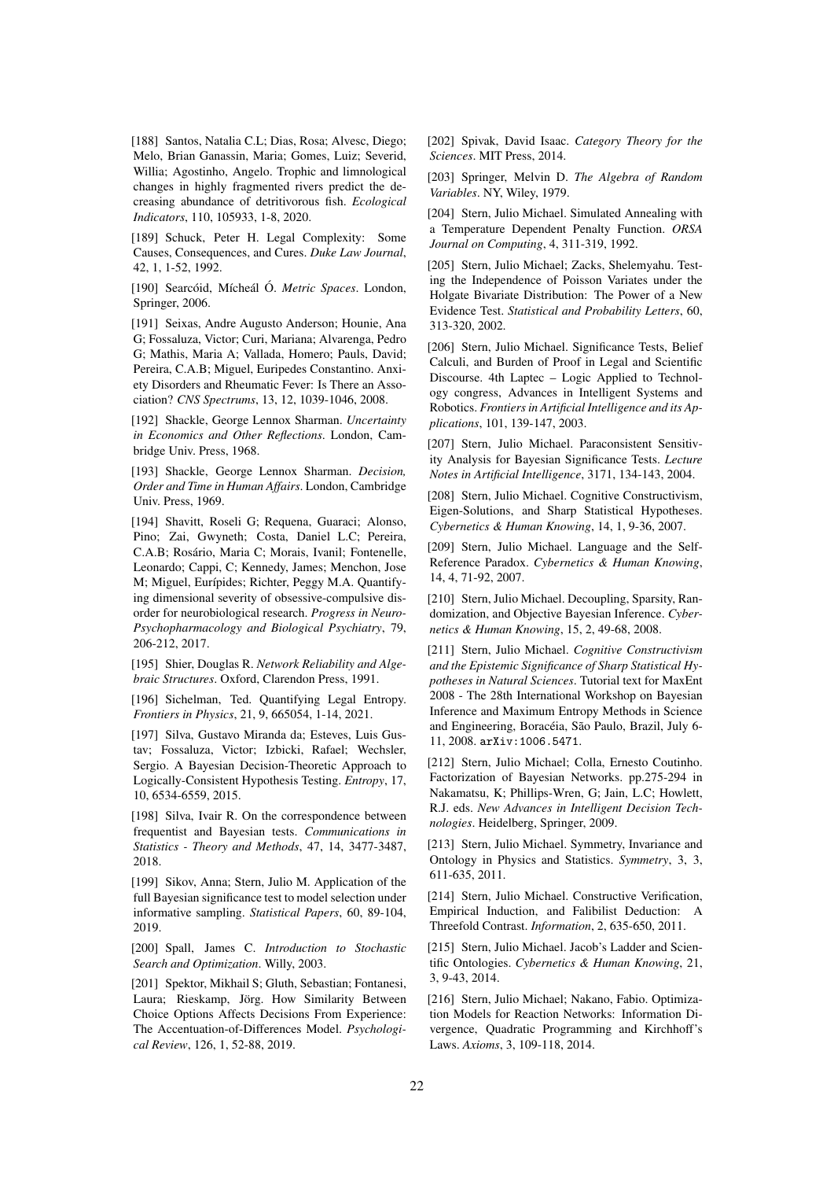[188] Santos, Natalia C.L; Dias, Rosa; Alvesc, Diego; Melo, Brian Ganassin, Maria; Gomes, Luiz; Severid, Willia; Agostinho, Angelo. Trophic and limnological changes in highly fragmented rivers predict the decreasing abundance of detritivorous fish. *Ecological Indicators*, 110, 105933, 1-8, 2020.

[189] Schuck, Peter H. Legal Complexity: Some Causes, Consequences, and Cures. *Duke Law Journal*, 42, 1, 1-52, 1992.

[190] Searcóid, Mícheál Ó. *Metric Spaces*. London, Springer, 2006.

[191] Seixas, Andre Augusto Anderson; Hounie, Ana G; Fossaluza, Victor; Curi, Mariana; Alvarenga, Pedro G; Mathis, Maria A; Vallada, Homero; Pauls, David; Pereira, C.A.B; Miguel, Euripedes Constantino. Anxiety Disorders and Rheumatic Fever: Is There an Association? *CNS Spectrums*, 13, 12, 1039-1046, 2008.

[192] Shackle, George Lennox Sharman. *Uncertainty in Economics and Other Reflections*. London, Cambridge Univ. Press, 1968.

[193] Shackle, George Lennox Sharman. *Decision, Order and Time in Human Affairs*. London, Cambridge Univ. Press, 1969.

[194] Shavitt, Roseli G; Requena, Guaraci; Alonso, Pino; Zai, Gwyneth; Costa, Daniel L.C; Pereira, C.A.B; Rosário, Maria C; Morais, Ivanil; Fontenelle, Leonardo; Cappi, C; Kennedy, James; Menchon, Jose M; Miguel, Eurípides; Richter, Peggy M.A. Quantifying dimensional severity of obsessive-compulsive disorder for neurobiological research. *Progress in Neuro-Psychopharmacology and Biological Psychiatry*, 79, 206-212, 2017.

[195] Shier, Douglas R. *Network Reliability and Algebraic Structures*. Oxford, Clarendon Press, 1991.

[196] Sichelman, Ted. Quantifying Legal Entropy. *Frontiers in Physics*, 21, 9, 665054, 1-14, 2021.

[197] Silva, Gustavo Miranda da; Esteves, Luis Gustav; Fossaluza, Victor; Izbicki, Rafael; Wechsler, Sergio. A Bayesian Decision-Theoretic Approach to Logically-Consistent Hypothesis Testing. *Entropy*, 17, 10, 6534-6559, 2015.

[198] Silva, Ivair R. On the correspondence between frequentist and Bayesian tests. *Communications in Statistics - Theory and Methods*, 47, 14, 3477-3487, 2018.

[199] Sikov, Anna; Stern, Julio M. Application of the full Bayesian significance test to model selection under informative sampling. *Statistical Papers*, 60, 89-104, 2019.

[200] Spall, James C. *Introduction to Stochastic Search and Optimization*. Willy, 2003.

[201] Spektor, Mikhail S; Gluth, Sebastian; Fontanesi, Laura; Rieskamp, Jörg. How Similarity Between Choice Options Affects Decisions From Experience: The Accentuation-of-Differences Model. *Psychological Review*, 126, 1, 52-88, 2019.

[202] Spivak, David Isaac. *Category Theory for the Sciences*. MIT Press, 2014.

[203] Springer, Melvin D. *The Algebra of Random Variables*. NY, Wiley, 1979.

[204] Stern, Julio Michael. Simulated Annealing with a Temperature Dependent Penalty Function. *ORSA Journal on Computing*, 4, 311-319, 1992.

[205] Stern, Julio Michael; Zacks, Shelemyahu. Testing the Independence of Poisson Variates under the Holgate Bivariate Distribution: The Power of a New Evidence Test. *Statistical and Probability Letters*, 60, 313-320, 2002.

[206] Stern, Julio Michael. Significance Tests, Belief Calculi, and Burden of Proof in Legal and Scientific Discourse. 4th Laptec – Logic Applied to Technology congress, Advances in Intelligent Systems and Robotics. *Frontiers in Artificial Intelligence and its Applications*, 101, 139-147, 2003.

[207] Stern, Julio Michael. Paraconsistent Sensitivity Analysis for Bayesian Significance Tests. *Lecture Notes in Artificial Intelligence*, 3171, 134-143, 2004.

[208] Stern, Julio Michael. Cognitive Constructivism, Eigen-Solutions, and Sharp Statistical Hypotheses. *Cybernetics & Human Knowing*, 14, 1, 9-36, 2007.

[209] Stern, Julio Michael. Language and the Self-Reference Paradox. *Cybernetics & Human Knowing*, 14, 4, 71-92, 2007.

[210] Stern, Julio Michael. Decoupling, Sparsity, Randomization, and Objective Bayesian Inference. *Cybernetics & Human Knowing*, 15, 2, 49-68, 2008.

[211] Stern, Julio Michael. *Cognitive Constructivism and the Epistemic Significance of Sharp Statistical Hypotheses in Natural Sciences*. Tutorial text for MaxEnt 2008 - The 28th International Workshop on Bayesian Inference and Maximum Entropy Methods in Science and Engineering, Boracéia, São Paulo, Brazil, July 6-11, 2008. `arXiv:1006.5471`.

[212] Stern, Julio Michael; Colla, Ernesto Coutinho. Factorization of Bayesian Networks. pp.275-294 in Nakamatsu, K; Phillips-Wren, G; Jain, L.C; Howlett, R.J. eds. *New Advances in Intelligent Decision Technologies*. Heidelberg, Springer, 2009.

[213] Stern, Julio Michael. Symmetry, Invariance and Ontology in Physics and Statistics. *Symmetry*, 3, 3, 611-635, 2011.

[214] Stern, Julio Michael. Constructive Verification, Empirical Induction, and Falibilist Deduction: A Threefold Contrast. *Information*, 2, 635-650, 2011.

[215] Stern, Julio Michael. Jacob's Ladder and Scientific Ontologies. *Cybernetics & Human Knowing*, 21, 3, 9-43, 2014.

[216] Stern, Julio Michael; Nakano, Fabio. Optimization Models for Reaction Networks: Information Divergence, Quadratic Programming and Kirchhoff's Laws. *Axioms*, 3, 109-118, 2014.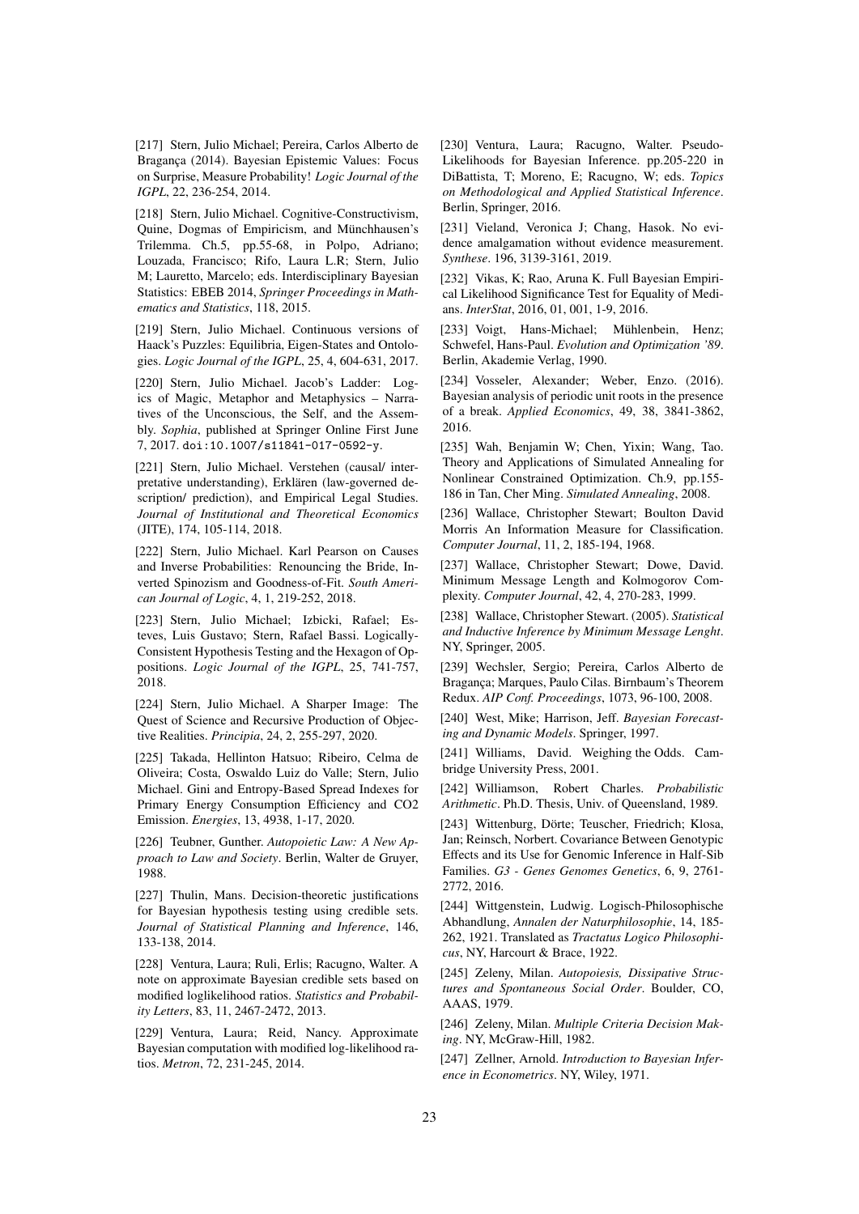[217] Stern, Julio Michael; Pereira, Carlos Alberto de Bragança (2014). Bayesian Epistemic Values: Focus on Surprise, Measure Probability! *Logic Journal of the IGPL*, 22, 236-254, 2014.

[218] Stern, Julio Michael. Cognitive-Constructivism, Quine, Dogmas of Empiricism, and Münchhausen's Trilemma. Ch.5, pp.55-68, in Polpo, Adriano; Louzada, Francisco; Rifo, Laura L.R; Stern, Julio M; Lauretto, Marcelo; eds. Interdisciplinary Bayesian Statistics: EBEB 2014, *Springer Proceedings in Mathematics and Statistics*, 118, 2015.

[219] Stern, Julio Michael. Continuous versions of Haack's Puzzles: Equilibria, Eigen-States and Ontologies. *Logic Journal of the IGPL*, 25, 4, 604-631, 2017.

[220] Stern, Julio Michael. Jacob's Ladder: Logics of Magic, Metaphor and Metaphysics – Narratives of the Unconscious, the Self, and the Assembly. *Sophia*, published at Springer Online First June 7, 2017. doi:10.1007/s11841-017-0592-y.

[221] Stern, Julio Michael. Verstehen (causal/ interpretative understanding), Erklären (law-governed description/ prediction), and Empirical Legal Studies. *Journal of Institutional and Theoretical Economics* (JITE), 174, 105-114, 2018.

[222] Stern, Julio Michael. Karl Pearson on Causes and Inverse Probabilities: Renouncing the Bride, Inverted Spinozism and Goodness-of-Fit. *South American Journal of Logic*, 4, 1, 219-252, 2018.

[223] Stern, Julio Michael; Izbicki, Rafael; Esteves, Luis Gustavo; Stern, Rafael Bassi. Logically-Consistent Hypothesis Testing and the Hexagon of Oppositions. *Logic Journal of the IGPL*, 25, 741-757, 2018.

[224] Stern, Julio Michael. A Sharper Image: The Quest of Science and Recursive Production of Objective Realities. *Principia*, 24, 2, 255-297, 2020.

[225] Takada, Hellinton Hatsuo; Ribeiro, Celma de Oliveira; Costa, Oswaldo Luiz do Valle; Stern, Julio Michael. Gini and Entropy-Based Spread Indexes for Primary Energy Consumption Efficiency and CO2 Emission. *Energies*, 13, 4938, 1-17, 2020.

[226] Teubner, Gunther. *Autopoietic Law: A New Approach to Law and Society*. Berlin, Walter de Gruyer, 1988.

[227] Thulin, Mans. Decision-theoretic justifications for Bayesian hypothesis testing using credible sets. *Journal of Statistical Planning and Inference*, 146, 133-138, 2014.

[228] Ventura, Laura; Ruli, Erlis; Racugno, Walter. A note on approximate Bayesian credible sets based on modified loglikelihood ratios. *Statistics and Probability Letters*, 83, 11, 2467-2472, 2013.

[229] Ventura, Laura; Reid, Nancy. Approximate Bayesian computation with modified log-likelihood ratios. *Metron*, 72, 231-245, 2014.

[230] Ventura, Laura; Racugno, Walter. Pseudo-Likelihoods for Bayesian Inference. pp.205-220 in DiBattista, T; Moreno, E; Racugno, W; eds. *Topics on Methodological and Applied Statistical Inference*. Berlin, Springer, 2016.

[231] Vieland, Veronica J; Chang, Hasok. No evidence amalgamation without evidence measurement. *Synthese*. 196, 3139-3161, 2019.

[232] Vikas, K; Rao, Aruna K. Full Bayesian Empirical Likelihood Significance Test for Equality of Medians. *InterStat*, 2016, 01, 001, 1-9, 2016.

[233] Voigt, Hans-Michael; Mühlenbein, Henz; Schwefel, Hans-Paul. *Evolution and Optimization '89*. Berlin, Akademie Verlag, 1990.

[234] Vosseler, Alexander; Weber, Enzo. (2016). Bayesian analysis of periodic unit roots in the presence of a break. *Applied Economics*, 49, 38, 3841-3862, 2016.

[235] Wah, Benjamin W; Chen, Yixin; Wang, Tao. Theory and Applications of Simulated Annealing for Nonlinear Constrained Optimization. Ch.9, pp.155-186 in Tan, Cher Ming. *Simulated Annealing*, 2008.

[236] Wallace, Christopher Stewart; Boulton David Morris An Information Measure for Classification. *Computer Journal*, 11, 2, 185-194, 1968.

[237] Wallace, Christopher Stewart; Dowe, David. Minimum Message Length and Kolmogorov Complexity. *Computer Journal*, 42, 4, 270-283, 1999.

[238] Wallace, Christopher Stewart. (2005). *Statistical and Inductive Inference by Minimum Message Lenght*. NY, Springer, 2005.

[239] Wechsler, Sergio; Pereira, Carlos Alberto de Bragança; Marques, Paulo Cilas. Birnbaum's Theorem Redux. *AIP Conf. Proceedings*, 1073, 96-100, 2008.

[240] West, Mike; Harrison, Jeff. *Bayesian Forecasting and Dynamic Models*. Springer, 1997.

[241] Williams, David. Weighing the Odds. Cambridge University Press, 2001.

[242] Williamson, Robert Charles. *Probabilistic Arithmetic*. Ph.D. Thesis, Univ. of Queensland, 1989.

[243] Wittenburg, Dörte; Teuscher, Friedrich; Klosa, Jan; Reinsch, Norbert. Covariance Between Genotypic Effects and its Use for Genomic Inference in Half-Sib Families. *G3 - Genes Genomes Genetics*, 6, 9, 2761-2772, 2016.

[244] Wittgenstein, Ludwig. Logisch-Philosophische Abhandlung, *Annalen der Naturphilosophie*, 14, 185-262, 1921. Translated as *Tractatus Logico Philosophicus*, NY, Harcourt & Brace, 1922.

[245] Zeleny, Milan. *Autopoiesis, Dissipative Structures and Spontaneous Social Order*. Boulder, CO, AAAS, 1979.

[246] Zeleny, Milan. *Multiple Criteria Decision Making*. NY, McGraw-Hill, 1982.

[247] Zellner, Arnold. *Introduction to Bayesian Inference in Econometrics*. NY, Wiley, 1971.